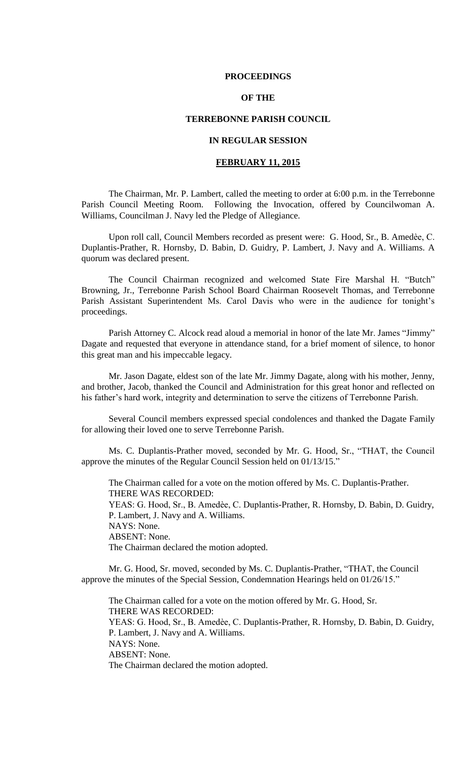**PROCEEDINGS**

**OF THE**

**TERREBONNE PARISH COUNCIL**

**IN REGULAR SESSION**

**FEBRUARY 11, 2015**

The Chairman, Mr. P. Lambert, called the meeting to order at 6:00 p.m. in the Terrebonne Parish Council Meeting Room. Following the Invocation, offered by Councilwoman A. Williams, Councilman J. Navy led the Pledge of Allegiance.

Upon roll call, Council Members recorded as present were: G. Hood, Sr., B. Amedèe, C. Duplantis-Prather, R. Hornsby, D. Babin, D. Guidry, P. Lambert, J. Navy and A. Williams. A quorum was declared present.

The Council Chairman recognized and welcomed State Fire Marshal H. "Butch" Browning, Jr., Terrebonne Parish School Board Chairman Roosevelt Thomas, and Terrebonne Parish Assistant Superintendent Ms. Carol Davis who were in the audience for tonight's proceedings.

Parish Attorney C. Alcock read aloud a memorial in honor of the late Mr. James "Jimmy" Dagate and requested that everyone in attendance stand, for a brief moment of silence, to honor this great man and his impeccable legacy.

Mr. Jason Dagate, eldest son of the late Mr. Jimmy Dagate, along with his mother, Jenny, and brother, Jacob, thanked the Council and Administration for this great honor and reflected on his father's hard work, integrity and determination to serve the citizens of Terrebonne Parish.

Several Council members expressed special condolences and thanked the Dagate Family for allowing their loved one to serve Terrebonne Parish.

Ms. C. Duplantis-Prather moved, seconded by Mr. G. Hood, Sr., "THAT, the Council approve the minutes of the Regular Council Session held on 01/13/15."

The Chairman called for a vote on the motion offered by Ms. C. Duplantis-Prather.
THERE WAS RECORDED:
YEAS: G. Hood, Sr., B. Amedèe, C. Duplantis-Prather, R. Hornsby, D. Babin, D. Guidry, P. Lambert, J. Navy and A. Williams.
NAYS: None.
ABSENT: None.
The Chairman declared the motion adopted.

Mr. G. Hood, Sr. moved, seconded by Ms. C. Duplantis-Prather, "THAT, the Council approve the minutes of the Special Session, Condemnation Hearings held on 01/26/15."

The Chairman called for a vote on the motion offered by Mr. G. Hood, Sr.
THERE WAS RECORDED:
YEAS: G. Hood, Sr., B. Amedèe, C. Duplantis-Prather, R. Hornsby, D. Babin, D. Guidry, P. Lambert, J. Navy and A. Williams.
NAYS: None.
ABSENT: None.
The Chairman declared the motion adopted.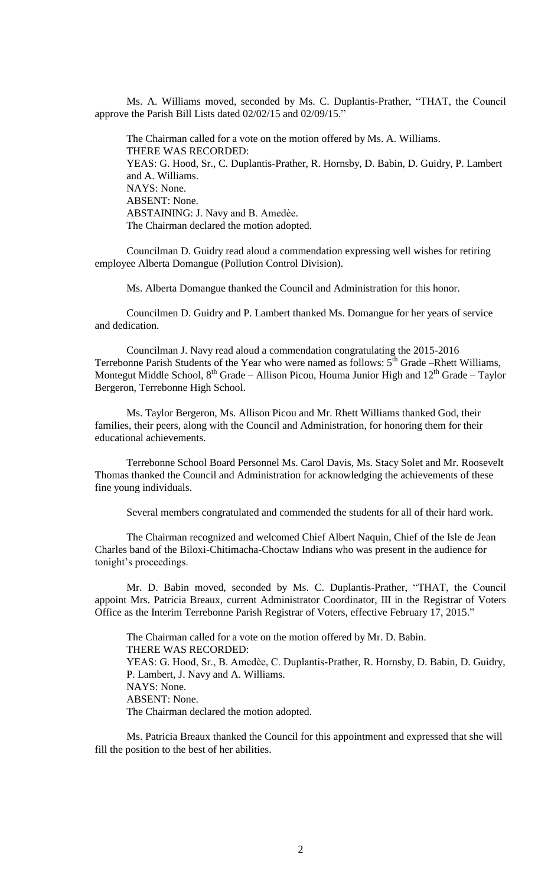Ms. A. Williams moved, seconded by Ms. C. Duplantis-Prather, "THAT, the Council approve the Parish Bill Lists dated 02/02/15 and 02/09/15."

The Chairman called for a vote on the motion offered by Ms. A. Williams.
THERE WAS RECORDED:
YEAS: G. Hood, Sr., C. Duplantis-Prather, R. Hornsby, D. Babin, D. Guidry, P. Lambert and A. Williams.
NAYS: None.
ABSENT: None.
ABSTAINING: J. Navy and B. Amedèe.
The Chairman declared the motion adopted.

Councilman D. Guidry read aloud a commendation expressing well wishes for retiring employee Alberta Domangue (Pollution Control Division).

Ms. Alberta Domangue thanked the Council and Administration for this honor.

Councilmen D. Guidry and P. Lambert thanked Ms. Domangue for her years of service and dedication.

Councilman J. Navy read aloud a commendation congratulating the 2015-2016 Terrebonne Parish Students of the Year who were named as follows: 5th Grade –Rhett Williams, Montegut Middle School, 8th Grade – Allison Picou, Houma Junior High and 12th Grade – Taylor Bergeron, Terrebonne High School.

Ms. Taylor Bergeron, Ms. Allison Picou and Mr. Rhett Williams thanked God, their families, their peers, along with the Council and Administration, for honoring them for their educational achievements.

Terrebonne School Board Personnel Ms. Carol Davis, Ms. Stacy Solet and Mr. Roosevelt Thomas thanked the Council and Administration for acknowledging the achievements of these fine young individuals.

Several members congratulated and commended the students for all of their hard work.

The Chairman recognized and welcomed Chief Albert Naquin, Chief of the Isle de Jean Charles band of the Biloxi-Chitimacha-Choctaw Indians who was present in the audience for tonight's proceedings.

Mr. D. Babin moved, seconded by Ms. C. Duplantis-Prather, "THAT, the Council appoint Mrs. Patricia Breaux, current Administrator Coordinator, III in the Registrar of Voters Office as the Interim Terrebonne Parish Registrar of Voters, effective February 17, 2015."

The Chairman called for a vote on the motion offered by Mr. D. Babin.
THERE WAS RECORDED:
YEAS: G. Hood, Sr., B. Amedèe, C. Duplantis-Prather, R. Hornsby, D. Babin, D. Guidry, P. Lambert, J. Navy and A. Williams.
NAYS: None.
ABSENT: None.
The Chairman declared the motion adopted.

Ms. Patricia Breaux thanked the Council for this appointment and expressed that she will fill the position to the best of her abilities.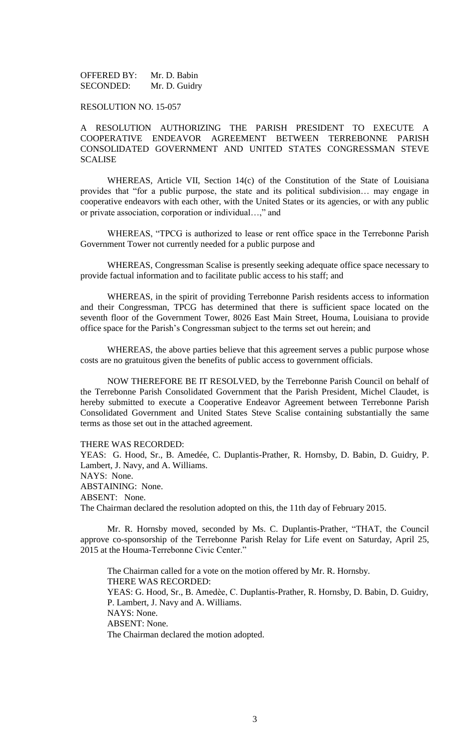OFFERED BY: Mr. D. Babin
SECONDED: Mr. D. Guidry

RESOLUTION NO. 15-057

A RESOLUTION AUTHORIZING THE PARISH PRESIDENT TO EXECUTE A COOPERATIVE ENDEAVOR AGREEMENT BETWEEN TERREBONNE PARISH CONSOLIDATED GOVERNMENT AND UNITED STATES CONGRESSMAN STEVE SCALISE

WHEREAS, Article VII, Section 14(c) of the Constitution of the State of Louisiana provides that "for a public purpose, the state and its political subdivision… may engage in cooperative endeavors with each other, with the United States or its agencies, or with any public or private association, corporation or individual…," and

WHEREAS, "TPCG is authorized to lease or rent office space in the Terrebonne Parish Government Tower not currently needed for a public purpose and

WHEREAS, Congressman Scalise is presently seeking adequate office space necessary to provide factual information and to facilitate public access to his staff; and

WHEREAS, in the spirit of providing Terrebonne Parish residents access to information and their Congressman, TPCG has determined that there is sufficient space located on the seventh floor of the Government Tower, 8026 East Main Street, Houma, Louisiana to provide office space for the Parish's Congressman subject to the terms set out herein; and

WHEREAS, the above parties believe that this agreement serves a public purpose whose costs are no gratuitous given the benefits of public access to government officials.

NOW THEREFORE BE IT RESOLVED, by the Terrebonne Parish Council on behalf of the Terrebonne Parish Consolidated Government that the Parish President, Michel Claudet, is hereby submitted to execute a Cooperative Endeavor Agreement between Terrebonne Parish Consolidated Government and United States Steve Scalise containing substantially the same terms as those set out in the attached agreement.

THERE WAS RECORDED:
YEAS: G. Hood, Sr., B. Amedée, C. Duplantis-Prather, R. Hornsby, D. Babin, D. Guidry, P. Lambert, J. Navy, and A. Williams.
NAYS: None.
ABSTAINING: None.
ABSENT: None.
The Chairman declared the resolution adopted on this, the 11th day of February 2015.

Mr. R. Hornsby moved, seconded by Ms. C. Duplantis-Prather, "THAT, the Council approve co-sponsorship of the Terrebonne Parish Relay for Life event on Saturday, April 25, 2015 at the Houma-Terrebonne Civic Center."

The Chairman called for a vote on the motion offered by Mr. R. Hornsby.
THERE WAS RECORDED:
YEAS: G. Hood, Sr., B. Amedèe, C. Duplantis-Prather, R. Hornsby, D. Babin, D. Guidry, P. Lambert, J. Navy and A. Williams.
NAYS: None.
ABSENT: None.
The Chairman declared the motion adopted.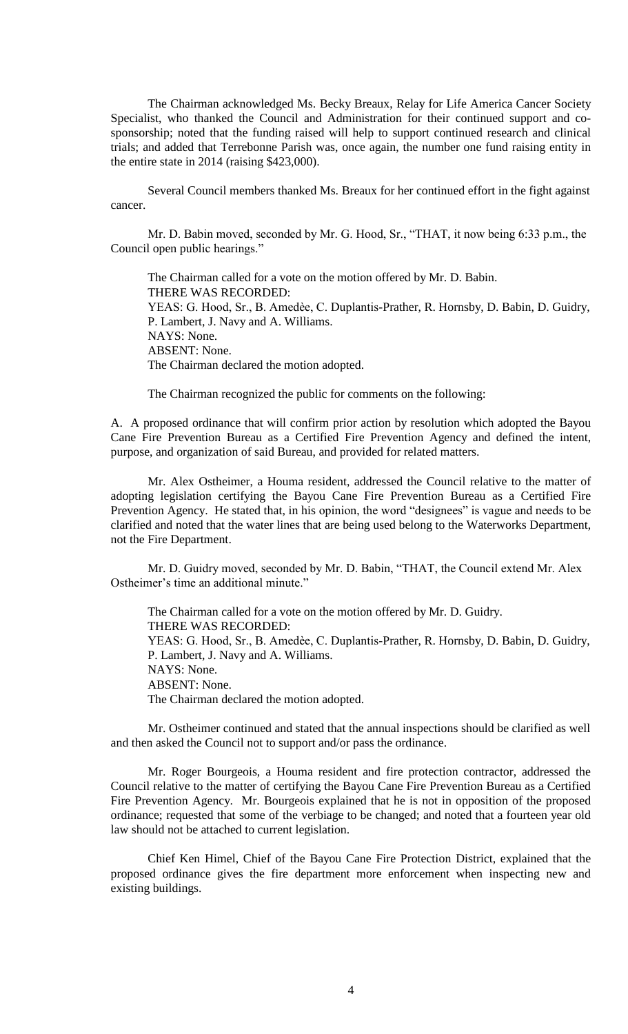The Chairman acknowledged Ms. Becky Breaux, Relay for Life America Cancer Society Specialist, who thanked the Council and Administration for their continued support and co-sponsorship; noted that the funding raised will help to support continued research and clinical trials; and added that Terrebonne Parish was, once again, the number one fund raising entity in the entire state in 2014 (raising $423,000).

Several Council members thanked Ms. Breaux for her continued effort in the fight against cancer.

Mr. D. Babin moved, seconded by Mr. G. Hood, Sr., "THAT, it now being 6:33 p.m., the Council open public hearings."

The Chairman called for a vote on the motion offered by Mr. D. Babin.
THERE WAS RECORDED:
YEAS: G. Hood, Sr., B. Amedèe, C. Duplantis-Prather, R. Hornsby, D. Babin, D. Guidry, P. Lambert, J. Navy and A. Williams.
NAYS: None.
ABSENT: None.
The Chairman declared the motion adopted.

The Chairman recognized the public for comments on the following:

A. A proposed ordinance that will confirm prior action by resolution which adopted the Bayou Cane Fire Prevention Bureau as a Certified Fire Prevention Agency and defined the intent, purpose, and organization of said Bureau, and provided for related matters.

Mr. Alex Ostheimer, a Houma resident, addressed the Council relative to the matter of adopting legislation certifying the Bayou Cane Fire Prevention Bureau as a Certified Fire Prevention Agency. He stated that, in his opinion, the word "designees" is vague and needs to be clarified and noted that the water lines that are being used belong to the Waterworks Department, not the Fire Department.

Mr. D. Guidry moved, seconded by Mr. D. Babin, "THAT, the Council extend Mr. Alex Ostheimer's time an additional minute."

The Chairman called for a vote on the motion offered by Mr. D. Guidry.
THERE WAS RECORDED:
YEAS: G. Hood, Sr., B. Amedèe, C. Duplantis-Prather, R. Hornsby, D. Babin, D. Guidry, P. Lambert, J. Navy and A. Williams.
NAYS: None.
ABSENT: None.
The Chairman declared the motion adopted.

Mr. Ostheimer continued and stated that the annual inspections should be clarified as well and then asked the Council not to support and/or pass the ordinance.

Mr. Roger Bourgeois, a Houma resident and fire protection contractor, addressed the Council relative to the matter of certifying the Bayou Cane Fire Prevention Bureau as a Certified Fire Prevention Agency. Mr. Bourgeois explained that he is not in opposition of the proposed ordinance; requested that some of the verbiage to be changed; and noted that a fourteen year old law should not be attached to current legislation.

Chief Ken Himel, Chief of the Bayou Cane Fire Protection District, explained that the proposed ordinance gives the fire department more enforcement when inspecting new and existing buildings.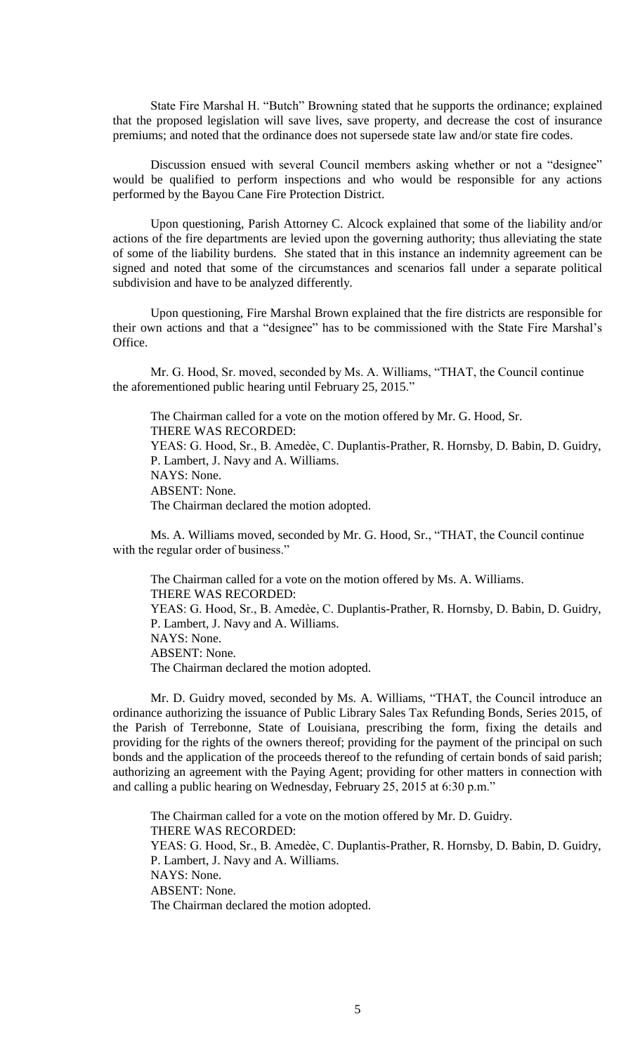State Fire Marshal H. "Butch" Browning stated that he supports the ordinance; explained that the proposed legislation will save lives, save property, and decrease the cost of insurance premiums; and noted that the ordinance does not supersede state law and/or state fire codes.

Discussion ensued with several Council members asking whether or not a "designee" would be qualified to perform inspections and who would be responsible for any actions performed by the Bayou Cane Fire Protection District.

Upon questioning, Parish Attorney C. Alcock explained that some of the liability and/or actions of the fire departments are levied upon the governing authority; thus alleviating the state of some of the liability burdens. She stated that in this instance an indemnity agreement can be signed and noted that some of the circumstances and scenarios fall under a separate political subdivision and have to be analyzed differently.

Upon questioning, Fire Marshal Brown explained that the fire districts are responsible for their own actions and that a "designee" has to be commissioned with the State Fire Marshal's Office.

Mr. G. Hood, Sr. moved, seconded by Ms. A. Williams, "THAT, the Council continue the aforementioned public hearing until February 25, 2015."

The Chairman called for a vote on the motion offered by Mr. G. Hood, Sr.
THERE WAS RECORDED:
YEAS: G. Hood, Sr., B. Amedèe, C. Duplantis-Prather, R. Hornsby, D. Babin, D. Guidry, P. Lambert, J. Navy and A. Williams.
NAYS: None.
ABSENT: None.
The Chairman declared the motion adopted.

Ms. A. Williams moved, seconded by Mr. G. Hood, Sr., "THAT, the Council continue with the regular order of business."

The Chairman called for a vote on the motion offered by Ms. A. Williams.
THERE WAS RECORDED:
YEAS: G. Hood, Sr., B. Amedèe, C. Duplantis-Prather, R. Hornsby, D. Babin, D. Guidry, P. Lambert, J. Navy and A. Williams.
NAYS: None.
ABSENT: None.
The Chairman declared the motion adopted.

Mr. D. Guidry moved, seconded by Ms. A. Williams, "THAT, the Council introduce an ordinance authorizing the issuance of Public Library Sales Tax Refunding Bonds, Series 2015, of the Parish of Terrebonne, State of Louisiana, prescribing the form, fixing the details and providing for the rights of the owners thereof; providing for the payment of the principal on such bonds and the application of the proceeds thereof to the refunding of certain bonds of said parish; authorizing an agreement with the Paying Agent; providing for other matters in connection with and calling a public hearing on Wednesday, February 25, 2015 at 6:30 p.m."

The Chairman called for a vote on the motion offered by Mr. D. Guidry.
THERE WAS RECORDED:
YEAS: G. Hood, Sr., B. Amedèe, C. Duplantis-Prather, R. Hornsby, D. Babin, D. Guidry, P. Lambert, J. Navy and A. Williams.
NAYS: None.
ABSENT: None.
The Chairman declared the motion adopted.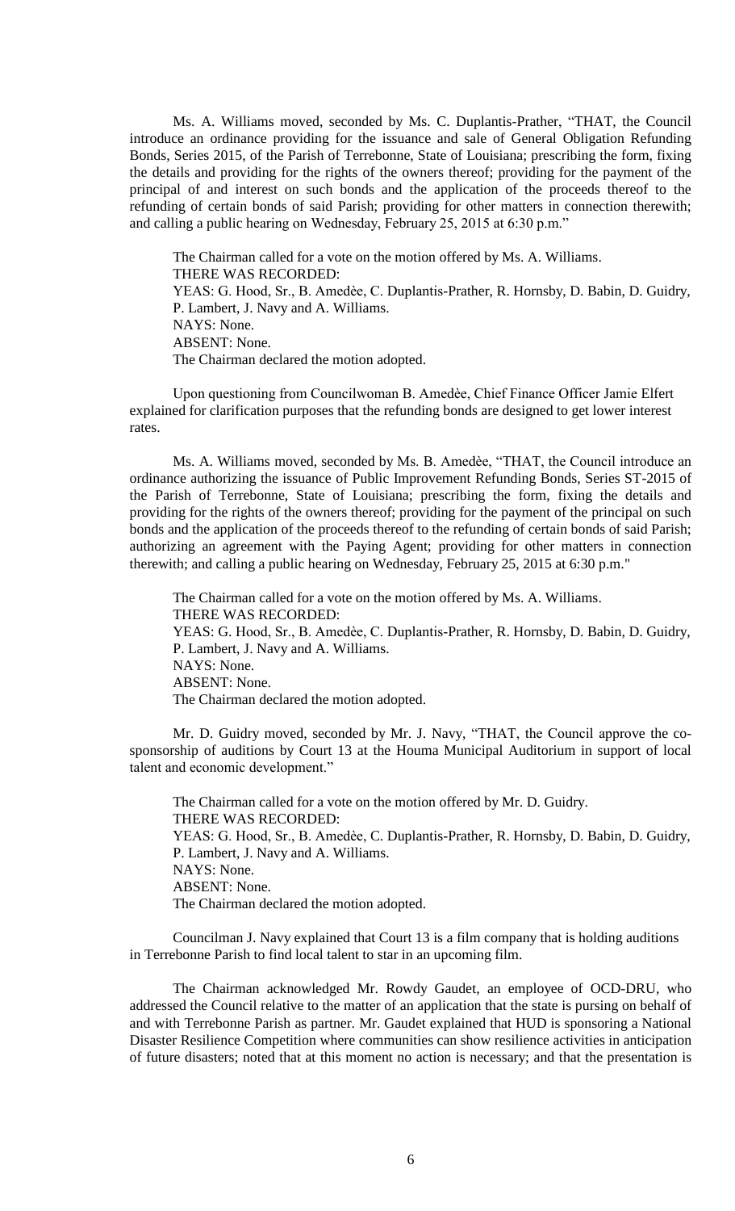Ms. A. Williams moved, seconded by Ms. C. Duplantis-Prather, "THAT, the Council introduce an ordinance providing for the issuance and sale of General Obligation Refunding Bonds, Series 2015, of the Parish of Terrebonne, State of Louisiana; prescribing the form, fixing the details and providing for the rights of the owners thereof; providing for the payment of the principal of and interest on such bonds and the application of the proceeds thereof to the refunding of certain bonds of said Parish; providing for other matters in connection therewith; and calling a public hearing on Wednesday, February 25, 2015 at 6:30 p.m."

The Chairman called for a vote on the motion offered by Ms. A. Williams.
THERE WAS RECORDED:
YEAS: G. Hood, Sr., B. Amedèe, C. Duplantis-Prather, R. Hornsby, D. Babin, D. Guidry, P. Lambert, J. Navy and A. Williams.
NAYS: None.
ABSENT: None.
The Chairman declared the motion adopted.

Upon questioning from Councilwoman B. Amedèe, Chief Finance Officer Jamie Elfert explained for clarification purposes that the refunding bonds are designed to get lower interest rates.

Ms. A. Williams moved, seconded by Ms. B. Amedèe, "THAT, the Council introduce an ordinance authorizing the issuance of Public Improvement Refunding Bonds, Series ST-2015 of the Parish of Terrebonne, State of Louisiana; prescribing the form, fixing the details and providing for the rights of the owners thereof; providing for the payment of the principal on such bonds and the application of the proceeds thereof to the refunding of certain bonds of said Parish; authorizing an agreement with the Paying Agent; providing for other matters in connection therewith; and calling a public hearing on Wednesday, February 25, 2015 at 6:30 p.m."

The Chairman called for a vote on the motion offered by Ms. A. Williams.
THERE WAS RECORDED:
YEAS: G. Hood, Sr., B. Amedèe, C. Duplantis-Prather, R. Hornsby, D. Babin, D. Guidry, P. Lambert, J. Navy and A. Williams.
NAYS: None.
ABSENT: None.
The Chairman declared the motion adopted.

Mr. D. Guidry moved, seconded by Mr. J. Navy, "THAT, the Council approve the co-sponsorship of auditions by Court 13 at the Houma Municipal Auditorium in support of local talent and economic development."

The Chairman called for a vote on the motion offered by Mr. D. Guidry.
THERE WAS RECORDED:
YEAS: G. Hood, Sr., B. Amedèe, C. Duplantis-Prather, R. Hornsby, D. Babin, D. Guidry, P. Lambert, J. Navy and A. Williams.
NAYS: None.
ABSENT: None.
The Chairman declared the motion adopted.

Councilman J. Navy explained that Court 13 is a film company that is holding auditions in Terrebonne Parish to find local talent to star in an upcoming film.

The Chairman acknowledged Mr. Rowdy Gaudet, an employee of OCD-DRU, who addressed the Council relative to the matter of an application that the state is pursing on behalf of and with Terrebonne Parish as partner. Mr. Gaudet explained that HUD is sponsoring a National Disaster Resilience Competition where communities can show resilience activities in anticipation of future disasters; noted that at this moment no action is necessary; and that the presentation is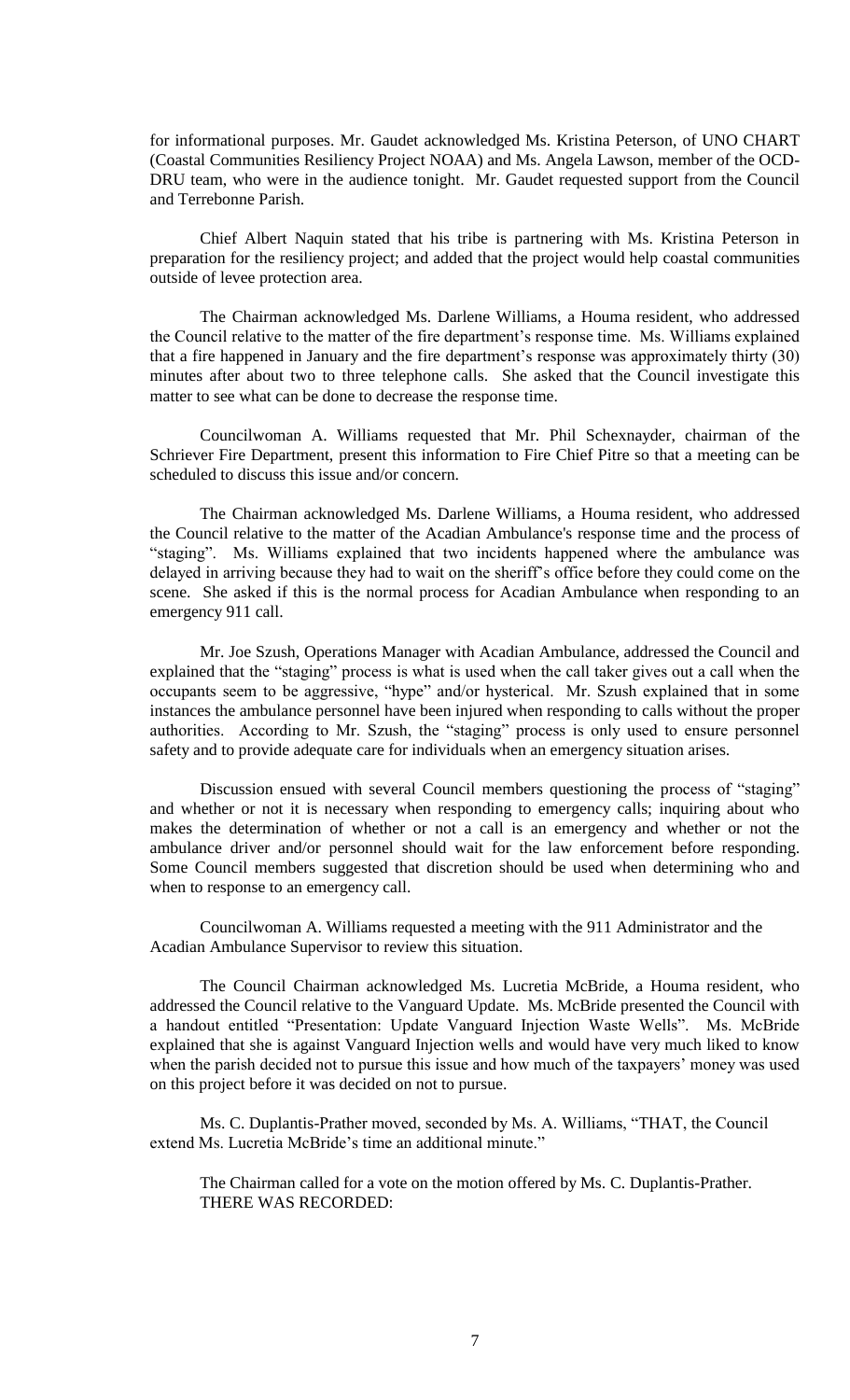for informational purposes. Mr. Gaudet acknowledged Ms. Kristina Peterson, of UNO CHART (Coastal Communities Resiliency Project NOAA) and Ms. Angela Lawson, member of the OCD-DRU team, who were in the audience tonight. Mr. Gaudet requested support from the Council and Terrebonne Parish.

Chief Albert Naquin stated that his tribe is partnering with Ms. Kristina Peterson in preparation for the resiliency project; and added that the project would help coastal communities outside of levee protection area.

The Chairman acknowledged Ms. Darlene Williams, a Houma resident, who addressed the Council relative to the matter of the fire department's response time. Ms. Williams explained that a fire happened in January and the fire department's response was approximately thirty (30) minutes after about two to three telephone calls. She asked that the Council investigate this matter to see what can be done to decrease the response time.

Councilwoman A. Williams requested that Mr. Phil Schexnayder, chairman of the Schriever Fire Department, present this information to Fire Chief Pitre so that a meeting can be scheduled to discuss this issue and/or concern.

The Chairman acknowledged Ms. Darlene Williams, a Houma resident, who addressed the Council relative to the matter of the Acadian Ambulance's response time and the process of "staging". Ms. Williams explained that two incidents happened where the ambulance was delayed in arriving because they had to wait on the sheriff's office before they could come on the scene. She asked if this is the normal process for Acadian Ambulance when responding to an emergency 911 call.

Mr. Joe Szush, Operations Manager with Acadian Ambulance, addressed the Council and explained that the "staging" process is what is used when the call taker gives out a call when the occupants seem to be aggressive, "hype" and/or hysterical. Mr. Szush explained that in some instances the ambulance personnel have been injured when responding to calls without the proper authorities. According to Mr. Szush, the "staging" process is only used to ensure personnel safety and to provide adequate care for individuals when an emergency situation arises.

Discussion ensued with several Council members questioning the process of "staging" and whether or not it is necessary when responding to emergency calls; inquiring about who makes the determination of whether or not a call is an emergency and whether or not the ambulance driver and/or personnel should wait for the law enforcement before responding. Some Council members suggested that discretion should be used when determining who and when to response to an emergency call.

Councilwoman A. Williams requested a meeting with the 911 Administrator and the Acadian Ambulance Supervisor to review this situation.

The Council Chairman acknowledged Ms. Lucretia McBride, a Houma resident, who addressed the Council relative to the Vanguard Update. Ms. McBride presented the Council with a handout entitled "Presentation: Update Vanguard Injection Waste Wells". Ms. McBride explained that she is against Vanguard Injection wells and would have very much liked to know when the parish decided not to pursue this issue and how much of the taxpayers' money was used on this project before it was decided on not to pursue.

Ms. C. Duplantis-Prather moved, seconded by Ms. A. Williams, "THAT, the Council extend Ms. Lucretia McBride's time an additional minute."

The Chairman called for a vote on the motion offered by Ms. C. Duplantis-Prather. THERE WAS RECORDED: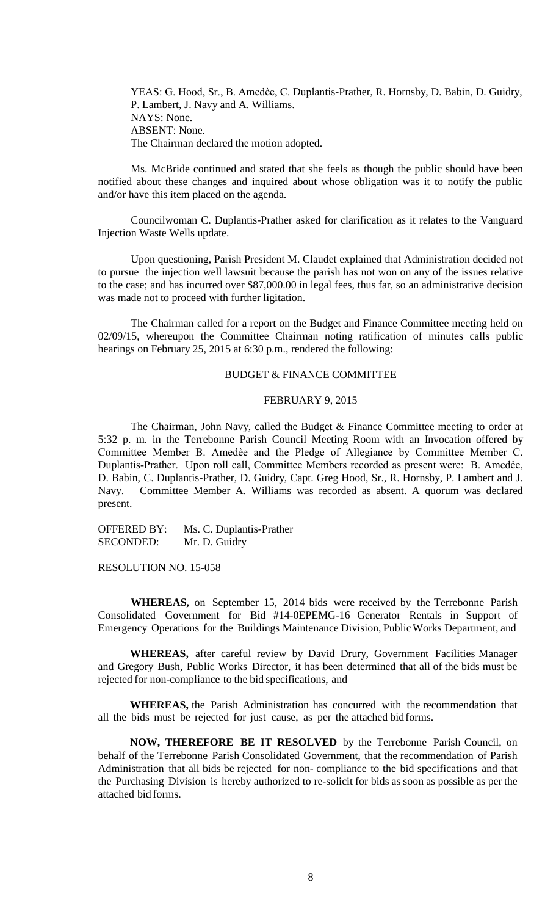YEAS: G. Hood, Sr., B. Amedèe, C. Duplantis-Prather, R. Hornsby, D. Babin, D. Guidry, P. Lambert, J. Navy and A. Williams.
NAYS: None.
ABSENT: None.
The Chairman declared the motion adopted.

Ms. McBride continued and stated that she feels as though the public should have been notified about these changes and inquired about whose obligation was it to notify the public and/or have this item placed on the agenda.

Councilwoman C. Duplantis-Prather asked for clarification as it relates to the Vanguard Injection Waste Wells update.

Upon questioning, Parish President M. Claudet explained that Administration decided not to pursue the injection well lawsuit because the parish has not won on any of the issues relative to the case; and has incurred over $87,000.00 in legal fees, thus far, so an administrative decision was made not to proceed with further litigation.

The Chairman called for a report on the Budget and Finance Committee meeting held on 02/09/15, whereupon the Committee Chairman noting ratification of minutes calls public hearings on February 25, 2015 at 6:30 p.m., rendered the following:

## BUDGET & FINANCE COMMITTEE

### FEBRUARY 9, 2015

The Chairman, John Navy, called the Budget & Finance Committee meeting to order at 5:32 p. m. in the Terrebonne Parish Council Meeting Room with an Invocation offered by Committee Member B. Amedèe and the Pledge of Allegiance by Committee Member C. Duplantis-Prather. Upon roll call, Committee Members recorded as present were: B. Amedèe, D. Babin, C. Duplantis-Prather, D. Guidry, Capt. Greg Hood, Sr., R. Hornsby, P. Lambert and J. Navy. Committee Member A. Williams was recorded as absent. A quorum was declared present.

OFFERED BY: Ms. C. Duplantis-Prather
SECONDED: Mr. D. Guidry

RESOLUTION NO. 15-058

**WHEREAS,** on September 15, 2014 bids were received by the Terrebonne Parish Consolidated Government for Bid #14-0EPEMG-16 Generator Rentals in Support of Emergency Operations for the Buildings Maintenance Division, Public Works Department, and

**WHEREAS,** after careful review by David Drury, Government Facilities Manager and Gregory Bush, Public Works Director, it has been determined that all of the bids must be rejected for non-compliance to the bid specifications, and

**WHEREAS,** the Parish Administration has concurred with the recommendation that all the bids must be rejected for just cause, as per the attached bid forms.

**NOW, THEREFORE BE IT RESOLVED** by the Terrebonne Parish Council, on behalf of the Terrebonne Parish Consolidated Government, that the recommendation of Parish Administration that all bids be rejected for non- compliance to the bid specifications and that the Purchasing Division is hereby authorized to re-solicit for bids as soon as possible as per the attached bid forms.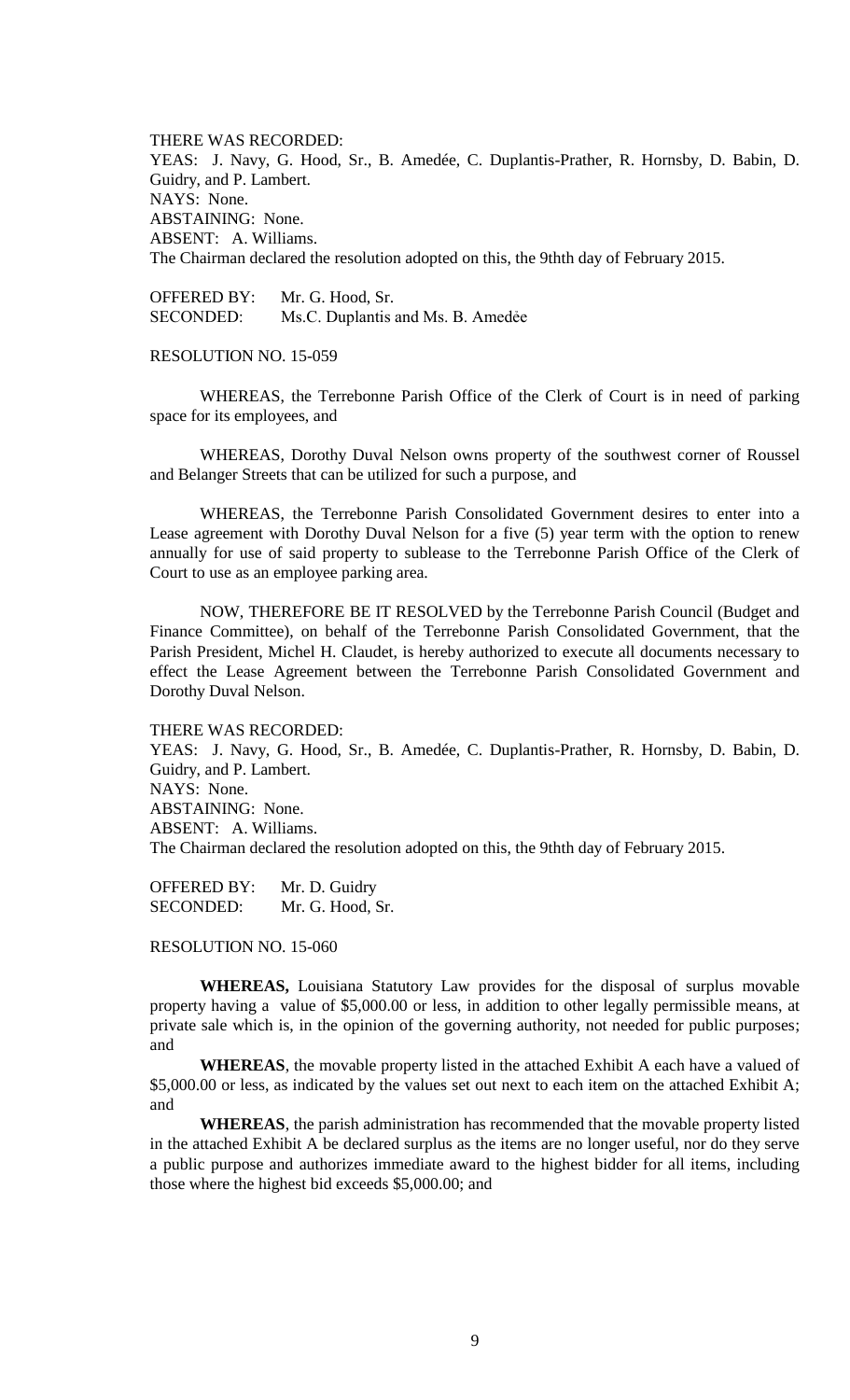THERE WAS RECORDED:

YEAS: J. Navy, G. Hood, Sr., B. Amedée, C. Duplantis-Prather, R. Hornsby, D. Babin, D. Guidry, and P. Lambert.

NAYS: None.

ABSTAINING: None.

ABSENT: A. Williams.

The Chairman declared the resolution adopted on this, the 9thth day of February 2015.

OFFERED BY: Mr. G. Hood, Sr.

SECONDED: Ms.C. Duplantis and Ms. B. Amedée

RESOLUTION NO. 15-059

WHEREAS, the Terrebonne Parish Office of the Clerk of Court is in need of parking space for its employees, and

WHEREAS, Dorothy Duval Nelson owns property of the southwest corner of Roussel and Belanger Streets that can be utilized for such a purpose, and

WHEREAS, the Terrebonne Parish Consolidated Government desires to enter into a Lease agreement with Dorothy Duval Nelson for a five (5) year term with the option to renew annually for use of said property to sublease to the Terrebonne Parish Office of the Clerk of Court to use as an employee parking area.

NOW, THEREFORE BE IT RESOLVED by the Terrebonne Parish Council (Budget and Finance Committee), on behalf of the Terrebonne Parish Consolidated Government, that the Parish President, Michel H. Claudet, is hereby authorized to execute all documents necessary to effect the Lease Agreement between the Terrebonne Parish Consolidated Government and Dorothy Duval Nelson.

THERE WAS RECORDED:

YEAS: J. Navy, G. Hood, Sr., B. Amedée, C. Duplantis-Prather, R. Hornsby, D. Babin, D. Guidry, and P. Lambert.

NAYS: None.

ABSTAINING: None.

ABSENT: A. Williams.

The Chairman declared the resolution adopted on this, the 9thth day of February 2015.

OFFERED BY: Mr. D. Guidry

SECONDED: Mr. G. Hood, Sr.

RESOLUTION NO. 15-060

**WHEREAS,** Louisiana Statutory Law provides for the disposal of surplus movable property having a value of $5,000.00 or less, in addition to other legally permissible means, at private sale which is, in the opinion of the governing authority, not needed for public purposes; and

**WHEREAS**, the movable property listed in the attached Exhibit A each have a valued of $5,000.00 or less, as indicated by the values set out next to each item on the attached Exhibit A; and

**WHEREAS**, the parish administration has recommended that the movable property listed in the attached Exhibit A be declared surplus as the items are no longer useful, nor do they serve a public purpose and authorizes immediate award to the highest bidder for all items, including those where the highest bid exceeds $5,000.00; and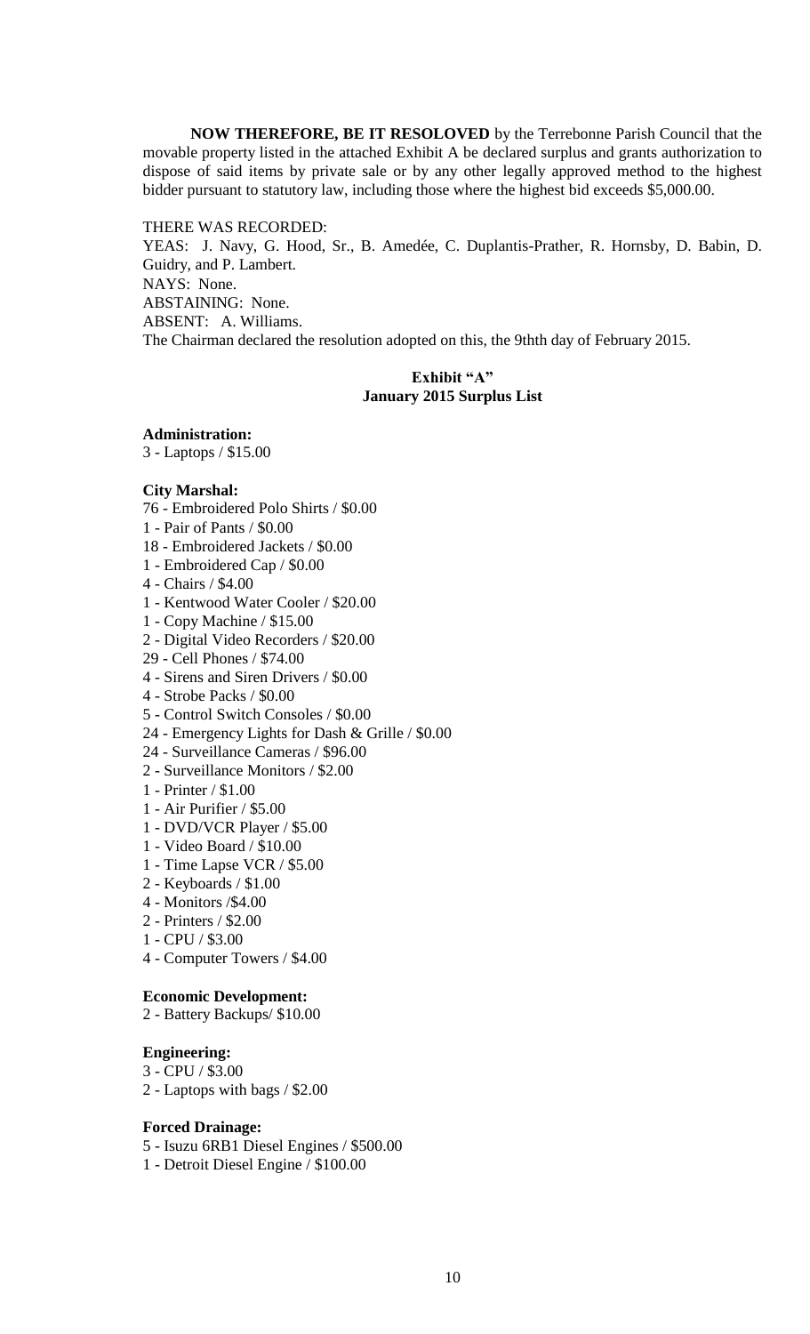**NOW THEREFORE, BE IT RESOLOVED** by the Terrebonne Parish Council that the movable property listed in the attached Exhibit A be declared surplus and grants authorization to dispose of said items by private sale or by any other legally approved method to the highest bidder pursuant to statutory law, including those where the highest bid exceeds $5,000.00.

THERE WAS RECORDED:
YEAS: J. Navy, G. Hood, Sr., B. Amedée, C. Duplantis-Prather, R. Hornsby, D. Babin, D. Guidry, and P. Lambert.
NAYS: None.
ABSTAINING: None.
ABSENT: A. Williams.
The Chairman declared the resolution adopted on this, the 9thth day of February 2015.

**Exhibit "A"**
**January 2015 Surplus List**

**Administration:**
3 - Laptops / $15.00

**City Marshal:**
76 - Embroidered Polo Shirts / $0.00
1 - Pair of Pants / $0.00
18 - Embroidered Jackets / $0.00
1 - Embroidered Cap / $0.00
4 - Chairs / $4.00
1 - Kentwood Water Cooler / $20.00
1 - Copy Machine / $15.00
2 - Digital Video Recorders / $20.00
29 - Cell Phones / $74.00
4 - Sirens and Siren Drivers / $0.00
4 - Strobe Packs / $0.00
5 - Control Switch Consoles / $0.00
24 - Emergency Lights for Dash & Grille / $0.00
24 - Surveillance Cameras / $96.00
2 - Surveillance Monitors / $2.00
1 - Printer / $1.00
1 - Air Purifier / $5.00
1 - DVD/VCR Player / $5.00
1 - Video Board / $10.00
1 - Time Lapse VCR / $5.00
2 - Keyboards / $1.00
4 - Monitors /$4.00
2 - Printers / $2.00
1 - CPU / $3.00
4 - Computer Towers / $4.00

**Economic Development:**
2 - Battery Backups/ $10.00

**Engineering:**
3 - CPU / $3.00
2 - Laptops with bags / $2.00

**Forced Drainage:**
5 - Isuzu 6RB1 Diesel Engines / $500.00
1 - Detroit Diesel Engine / $100.00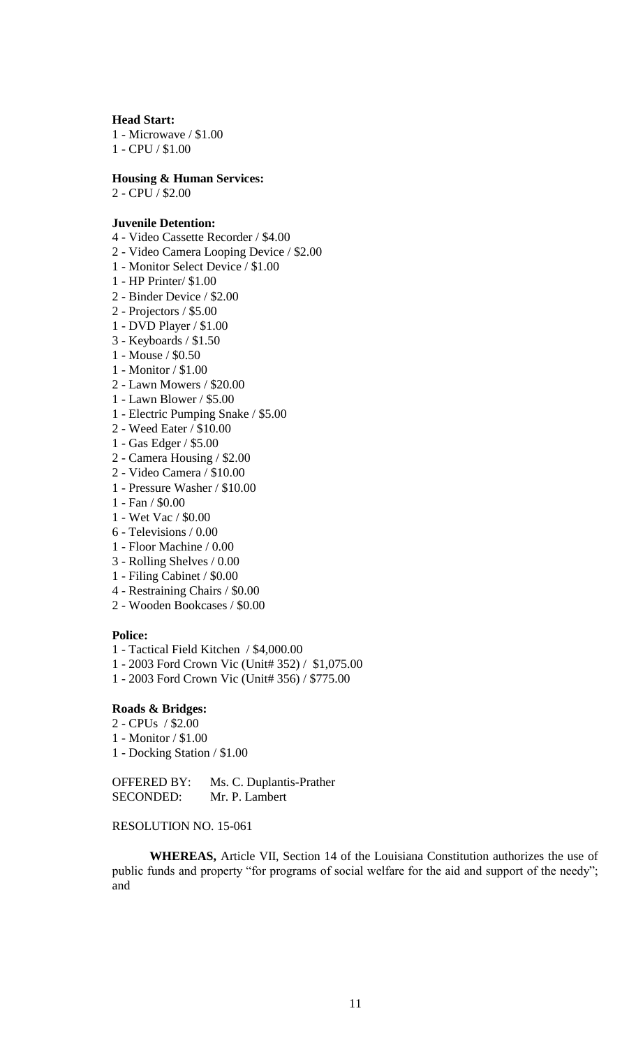**Head Start:**

1 - Microwave / $1.00
1 - CPU / $1.00

**Housing & Human Services:**

2 - CPU / $2.00

**Juvenile Detention:**

4 - Video Cassette Recorder / $4.00
2 - Video Camera Looping Device / $2.00
1 - Monitor Select Device / $1.00
1 - HP Printer/ $1.00
2 - Binder Device / $2.00
2 - Projectors / $5.00
1 - DVD Player / $1.00
3 - Keyboards / $1.50
1 - Mouse / $0.50
1 - Monitor / $1.00
2 - Lawn Mowers / $20.00
1 - Lawn Blower / $5.00
1 - Electric Pumping Snake / $5.00
2 - Weed Eater / $10.00
1 - Gas Edger / $5.00
2 - Camera Housing / $2.00
2 - Video Camera / $10.00
1 - Pressure Washer / $10.00
1 - Fan / $0.00
1 - Wet Vac / $0.00
6 - Televisions / 0.00
1 - Floor Machine / 0.00
3 - Rolling Shelves / 0.00
1 - Filing Cabinet / $0.00
4 - Restraining Chairs / $0.00
2 - Wooden Bookcases / $0.00

**Police:**

1 - Tactical Field Kitchen / $4,000.00
1 - 2003 Ford Crown Vic (Unit# 352) / $1,075.00
1 - 2003 Ford Crown Vic (Unit# 356) / $775.00

**Roads & Bridges:**

2 - CPUs / $2.00
1 - Monitor / $1.00
1 - Docking Station / $1.00

OFFERED BY: Ms. C. Duplantis-Prather
SECONDED: Mr. P. Lambert

RESOLUTION NO. 15-061

**WHEREAS,** Article VII, Section 14 of the Louisiana Constitution authorizes the use of public funds and property "for programs of social welfare for the aid and support of the needy"; and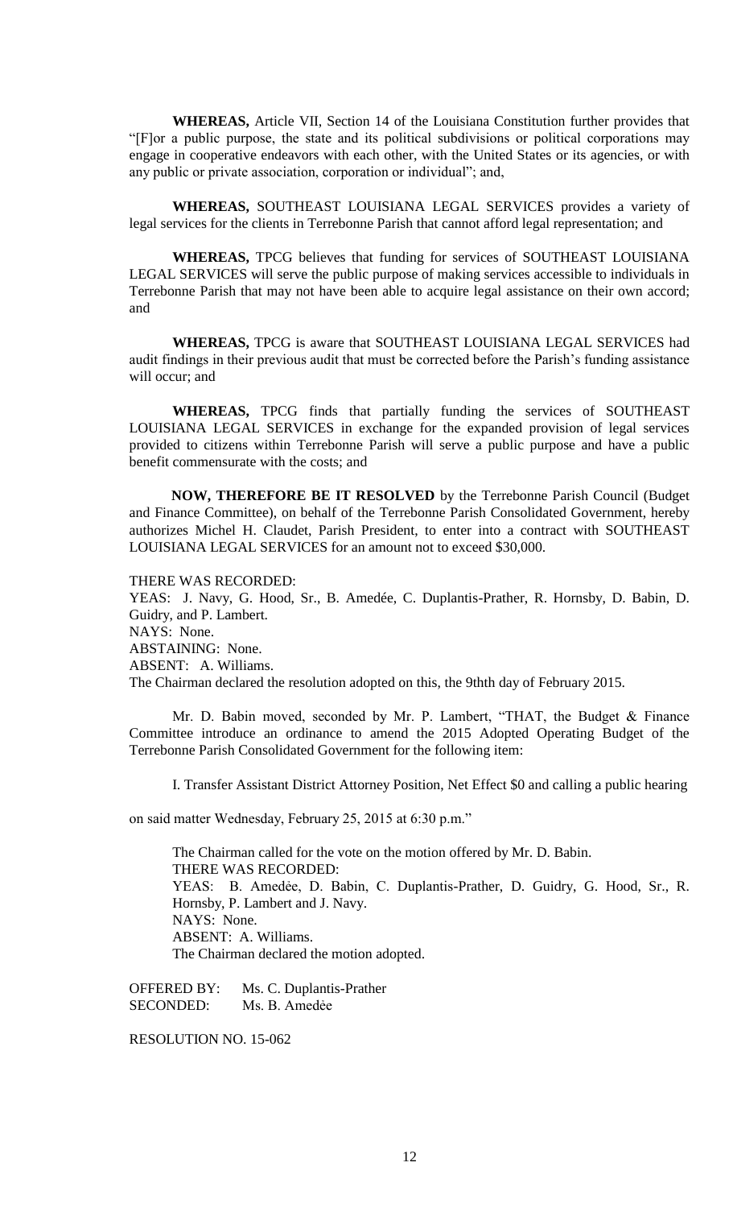**WHEREAS,** Article VII, Section 14 of the Louisiana Constitution further provides that "[F]or a public purpose, the state and its political subdivisions or political corporations may engage in cooperative endeavors with each other, with the United States or its agencies, or with any public or private association, corporation or individual"; and,

**WHEREAS,** SOUTHEAST LOUISIANA LEGAL SERVICES provides a variety of legal services for the clients in Terrebonne Parish that cannot afford legal representation; and

**WHEREAS,** TPCG believes that funding for services of SOUTHEAST LOUISIANA LEGAL SERVICES will serve the public purpose of making services accessible to individuals in Terrebonne Parish that may not have been able to acquire legal assistance on their own accord; and

**WHEREAS,** TPCG is aware that SOUTHEAST LOUISIANA LEGAL SERVICES had audit findings in their previous audit that must be corrected before the Parish's funding assistance will occur; and

**WHEREAS,** TPCG finds that partially funding the services of SOUTHEAST LOUISIANA LEGAL SERVICES in exchange for the expanded provision of legal services provided to citizens within Terrebonne Parish will serve a public purpose and have a public benefit commensurate with the costs; and

**NOW, THEREFORE BE IT RESOLVED** by the Terrebonne Parish Council (Budget and Finance Committee), on behalf of the Terrebonne Parish Consolidated Government, hereby authorizes Michel H. Claudet, Parish President, to enter into a contract with SOUTHEAST LOUISIANA LEGAL SERVICES for an amount not to exceed $30,000.

THERE WAS RECORDED:
YEAS: J. Navy, G. Hood, Sr., B. Amedée, C. Duplantis-Prather, R. Hornsby, D. Babin, D. Guidry, and P. Lambert.
NAYS: None.
ABSTAINING: None.
ABSENT: A. Williams.
The Chairman declared the resolution adopted on this, the 9thth day of February 2015.

Mr. D. Babin moved, seconded by Mr. P. Lambert, "THAT, the Budget & Finance Committee introduce an ordinance to amend the 2015 Adopted Operating Budget of the Terrebonne Parish Consolidated Government for the following item:

I. Transfer Assistant District Attorney Position, Net Effect $0 and calling a public hearing on said matter Wednesday, February 25, 2015 at 6:30 p.m."

The Chairman called for the vote on the motion offered by Mr. D. Babin.
THERE WAS RECORDED:
YEAS: B. Amedẻe, D. Babin, C. Duplantis-Prather, D. Guidry, G. Hood, Sr., R. Hornsby, P. Lambert and J. Navy.
NAYS: None.
ABSENT: A. Williams.
The Chairman declared the motion adopted.

OFFERED BY: Ms. C. Duplantis-Prather
SECONDED: Ms. B. Amedẻe

RESOLUTION NO. 15-062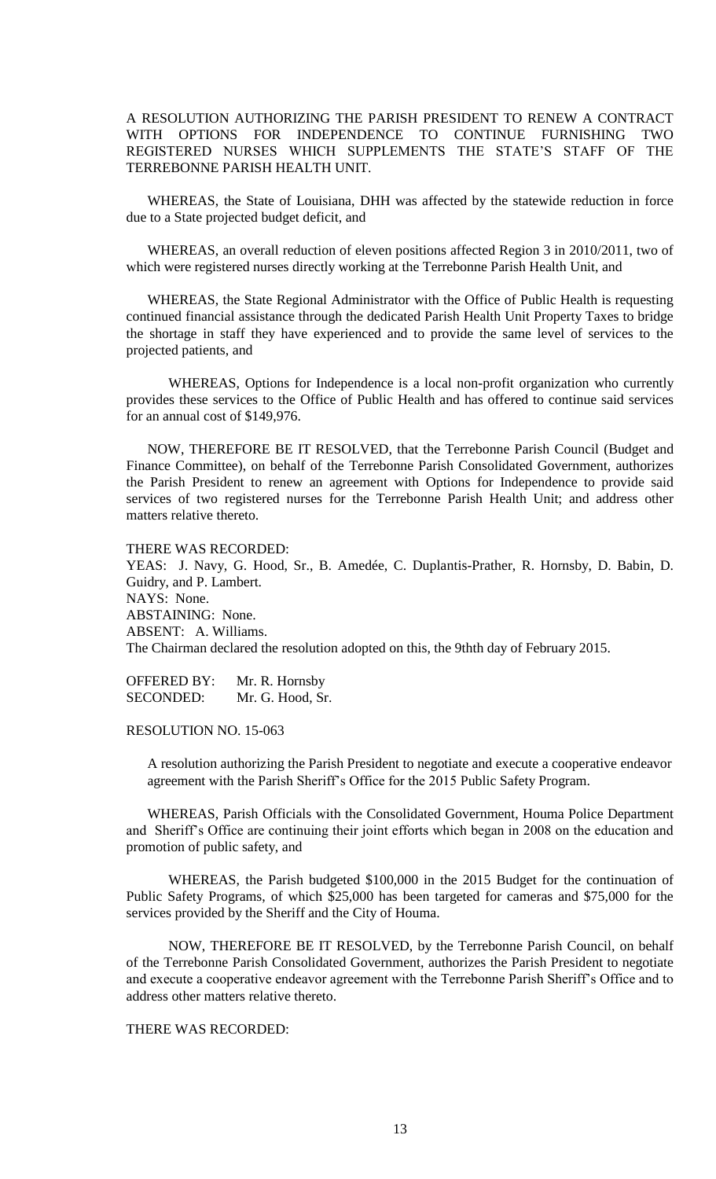A RESOLUTION AUTHORIZING THE PARISH PRESIDENT TO RENEW A CONTRACT WITH OPTIONS FOR INDEPENDENCE TO CONTINUE FURNISHING TWO REGISTERED NURSES WHICH SUPPLEMENTS THE STATE'S STAFF OF THE TERREBONNE PARISH HEALTH UNIT.

WHEREAS, the State of Louisiana, DHH was affected by the statewide reduction in force due to a State projected budget deficit, and

WHEREAS, an overall reduction of eleven positions affected Region 3 in 2010/2011, two of which were registered nurses directly working at the Terrebonne Parish Health Unit, and

WHEREAS, the State Regional Administrator with the Office of Public Health is requesting continued financial assistance through the dedicated Parish Health Unit Property Taxes to bridge the shortage in staff they have experienced and to provide the same level of services to the projected patients, and

WHEREAS, Options for Independence is a local non-profit organization who currently provides these services to the Office of Public Health and has offered to continue said services for an annual cost of $149,976.

NOW, THEREFORE BE IT RESOLVED, that the Terrebonne Parish Council (Budget and Finance Committee), on behalf of the Terrebonne Parish Consolidated Government, authorizes the Parish President to renew an agreement with Options for Independence to provide said services of two registered nurses for the Terrebonne Parish Health Unit; and address other matters relative thereto.

THERE WAS RECORDED:
YEAS: J. Navy, G. Hood, Sr., B. Amedée, C. Duplantis-Prather, R. Hornsby, D. Babin, D. Guidry, and P. Lambert.
NAYS: None.
ABSTAINING: None.
ABSENT: A. Williams.
The Chairman declared the resolution adopted on this, the 9thth day of February 2015.

OFFERED BY: Mr. R. Hornsby
SECONDED: Mr. G. Hood, Sr.

RESOLUTION NO. 15-063

A resolution authorizing the Parish President to negotiate and execute a cooperative endeavor agreement with the Parish Sheriff's Office for the 2015 Public Safety Program.

WHEREAS, Parish Officials with the Consolidated Government, Houma Police Department and Sheriff's Office are continuing their joint efforts which began in 2008 on the education and promotion of public safety, and

WHEREAS, the Parish budgeted $100,000 in the 2015 Budget for the continuation of Public Safety Programs, of which $25,000 has been targeted for cameras and $75,000 for the services provided by the Sheriff and the City of Houma.

NOW, THEREFORE BE IT RESOLVED, by the Terrebonne Parish Council, on behalf of the Terrebonne Parish Consolidated Government, authorizes the Parish President to negotiate and execute a cooperative endeavor agreement with the Terrebonne Parish Sheriff's Office and to address other matters relative thereto.

THERE WAS RECORDED: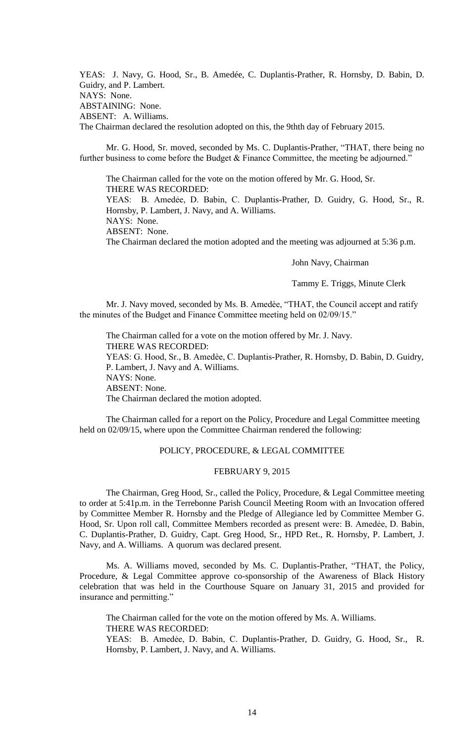YEAS: J. Navy, G. Hood, Sr., B. Amedée, C. Duplantis-Prather, R. Hornsby, D. Babin, D. Guidry, and P. Lambert.
NAYS: None.
ABSTAINING: None.
ABSENT: A. Williams.
The Chairman declared the resolution adopted on this, the 9thth day of February 2015.

Mr. G. Hood, Sr. moved, seconded by Ms. C. Duplantis-Prather, "THAT, there being no further business to come before the Budget & Finance Committee, the meeting be adjourned."

The Chairman called for the vote on the motion offered by Mr. G. Hood, Sr.
THERE WAS RECORDED:
YEAS: B. Amedẻe, D. Babin, C. Duplantis-Prather, D. Guidry, G. Hood, Sr., R. Hornsby, P. Lambert, J. Navy, and A. Williams.
NAYS: None.
ABSENT: None.
The Chairman declared the motion adopted and the meeting was adjourned at 5:36 p.m.

John Navy, Chairman

Tammy E. Triggs, Minute Clerk

Mr. J. Navy moved, seconded by Ms. B. Amedѐe, "THAT, the Council accept and ratify the minutes of the Budget and Finance Committee meeting held on 02/09/15."

The Chairman called for a vote on the motion offered by Mr. J. Navy.
THERE WAS RECORDED:
YEAS: G. Hood, Sr., B. Amedѐe, C. Duplantis-Prather, R. Hornsby, D. Babin, D. Guidry, P. Lambert, J. Navy and A. Williams.
NAYS: None.
ABSENT: None.
The Chairman declared the motion adopted.

The Chairman called for a report on the Policy, Procedure and Legal Committee meeting held on 02/09/15, where upon the Committee Chairman rendered the following:

POLICY, PROCEDURE, & LEGAL COMMITTEE

FEBRUARY 9, 2015

The Chairman, Greg Hood, Sr., called the Policy, Procedure, & Legal Committee meeting to order at 5:41p.m. in the Terrebonne Parish Council Meeting Room with an Invocation offered by Committee Member R. Hornsby and the Pledge of Allegiance led by Committee Member G. Hood, Sr. Upon roll call, Committee Members recorded as present were: B. Amedẻe, D. Babin, C. Duplantis-Prather, D. Guidry, Capt. Greg Hood, Sr., HPD Ret., R. Hornsby, P. Lambert, J. Navy, and A. Williams. A quorum was declared present.

Ms. A. Williams moved, seconded by Ms. C. Duplantis-Prather, "THAT, the Policy, Procedure, & Legal Committee approve co-sponsorship of the Awareness of Black History celebration that was held in the Courthouse Square on January 31, 2015 and provided for insurance and permitting."

The Chairman called for the vote on the motion offered by Ms. A. Williams.
THERE WAS RECORDED:
YEAS: B. Amedẻe, D. Babin, C. Duplantis-Prather, D. Guidry, G. Hood, Sr., R. Hornsby, P. Lambert, J. Navy, and A. Williams.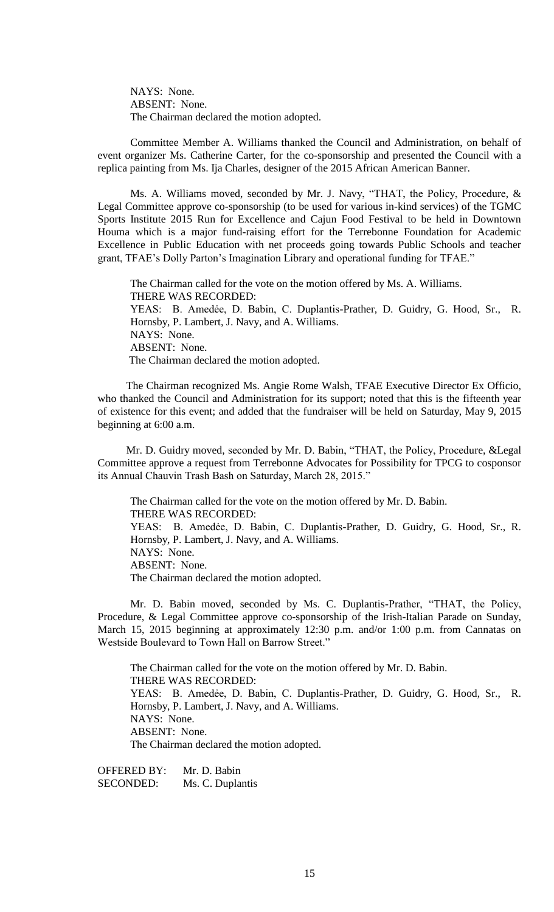NAYS: None.
ABSENT: None.
The Chairman declared the motion adopted.

Committee Member A. Williams thanked the Council and Administration, on behalf of event organizer Ms. Catherine Carter, for the co-sponsorship and presented the Council with a replica painting from Ms. Ija Charles, designer of the 2015 African American Banner.

Ms. A. Williams moved, seconded by Mr. J. Navy, "THAT, the Policy, Procedure, & Legal Committee approve co-sponsorship (to be used for various in-kind services) of the TGMC Sports Institute 2015 Run for Excellence and Cajun Food Festival to be held in Downtown Houma which is a major fund-raising effort for the Terrebonne Foundation for Academic Excellence in Public Education with net proceeds going towards Public Schools and teacher grant, TFAE's Dolly Parton's Imagination Library and operational funding for TFAE."

The Chairman called for the vote on the motion offered by Ms. A. Williams.
THERE WAS RECORDED:
YEAS: B. Amedẻe, D. Babin, C. Duplantis-Prather, D. Guidry, G. Hood, Sr., R. Hornsby, P. Lambert, J. Navy, and A. Williams.
NAYS: None.
ABSENT: None.
The Chairman declared the motion adopted.

The Chairman recognized Ms. Angie Rome Walsh, TFAE Executive Director Ex Officio, who thanked the Council and Administration for its support; noted that this is the fifteenth year of existence for this event; and added that the fundraiser will be held on Saturday, May 9, 2015 beginning at 6:00 a.m.

Mr. D. Guidry moved, seconded by Mr. D. Babin, "THAT, the Policy, Procedure, &Legal Committee approve a request from Terrebonne Advocates for Possibility for TPCG to cosponsor its Annual Chauvin Trash Bash on Saturday, March 28, 2015."

The Chairman called for the vote on the motion offered by Mr. D. Babin.
THERE WAS RECORDED:
YEAS: B. Amedẻe, D. Babin, C. Duplantis-Prather, D. Guidry, G. Hood, Sr., R. Hornsby, P. Lambert, J. Navy, and A. Williams.
NAYS: None.
ABSENT: None.
The Chairman declared the motion adopted.

Mr. D. Babin moved, seconded by Ms. C. Duplantis-Prather, "THAT, the Policy, Procedure, & Legal Committee approve co-sponsorship of the Irish-Italian Parade on Sunday, March 15, 2015 beginning at approximately 12:30 p.m. and/or 1:00 p.m. from Cannatas on Westside Boulevard to Town Hall on Barrow Street."

The Chairman called for the vote on the motion offered by Mr. D. Babin.
THERE WAS RECORDED:
YEAS: B. Amedẻe, D. Babin, C. Duplantis-Prather, D. Guidry, G. Hood, Sr., R. Hornsby, P. Lambert, J. Navy, and A. Williams.
NAYS: None.
ABSENT: None.
The Chairman declared the motion adopted.

OFFERED BY: Mr. D. Babin
SECONDED: Ms. C. Duplantis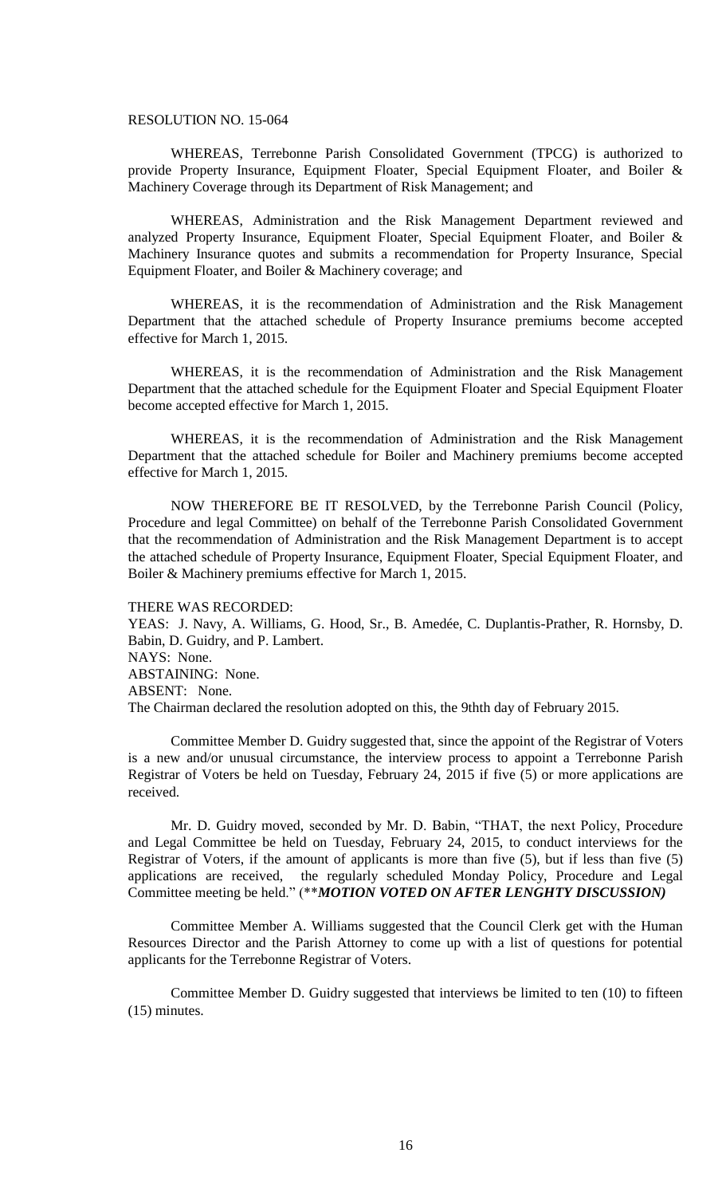RESOLUTION NO. 15-064

WHEREAS, Terrebonne Parish Consolidated Government (TPCG) is authorized to provide Property Insurance, Equipment Floater, Special Equipment Floater, and Boiler & Machinery Coverage through its Department of Risk Management; and

WHEREAS, Administration and the Risk Management Department reviewed and analyzed Property Insurance, Equipment Floater, Special Equipment Floater, and Boiler & Machinery Insurance quotes and submits a recommendation for Property Insurance, Special Equipment Floater, and Boiler & Machinery coverage; and

WHEREAS, it is the recommendation of Administration and the Risk Management Department that the attached schedule of Property Insurance premiums become accepted effective for March 1, 2015.

WHEREAS, it is the recommendation of Administration and the Risk Management Department that the attached schedule for the Equipment Floater and Special Equipment Floater become accepted effective for March 1, 2015.

WHEREAS, it is the recommendation of Administration and the Risk Management Department that the attached schedule for Boiler and Machinery premiums become accepted effective for March 1, 2015.

NOW THEREFORE BE IT RESOLVED, by the Terrebonne Parish Council (Policy, Procedure and legal Committee) on behalf of the Terrebonne Parish Consolidated Government that the recommendation of Administration and the Risk Management Department is to accept the attached schedule of Property Insurance, Equipment Floater, Special Equipment Floater, and Boiler & Machinery premiums effective for March 1, 2015.

THERE WAS RECORDED:
YEAS: J. Navy, A. Williams, G. Hood, Sr., B. Amedée, C. Duplantis-Prather, R. Hornsby, D. Babin, D. Guidry, and P. Lambert.
NAYS: None.
ABSTAINING: None.
ABSENT: None.
The Chairman declared the resolution adopted on this, the 9thth day of February 2015.

Committee Member D. Guidry suggested that, since the appoint of the Registrar of Voters is a new and/or unusual circumstance, the interview process to appoint a Terrebonne Parish Registrar of Voters be held on Tuesday, February 24, 2015 if five (5) or more applications are received.

Mr. D. Guidry moved, seconded by Mr. D. Babin, "THAT, the next Policy, Procedure and Legal Committee be held on Tuesday, February 24, 2015, to conduct interviews for the Registrar of Voters, if the amount of applicants is more than five (5), but if less than five (5) applications are received, the regularly scheduled Monday Policy, Procedure and Legal Committee meeting be held." (***MOTION VOTED ON AFTER LENGHTY DISCUSSION)***

Committee Member A. Williams suggested that the Council Clerk get with the Human Resources Director and the Parish Attorney to come up with a list of questions for potential applicants for the Terrebonne Registrar of Voters.

Committee Member D. Guidry suggested that interviews be limited to ten (10) to fifteen (15) minutes.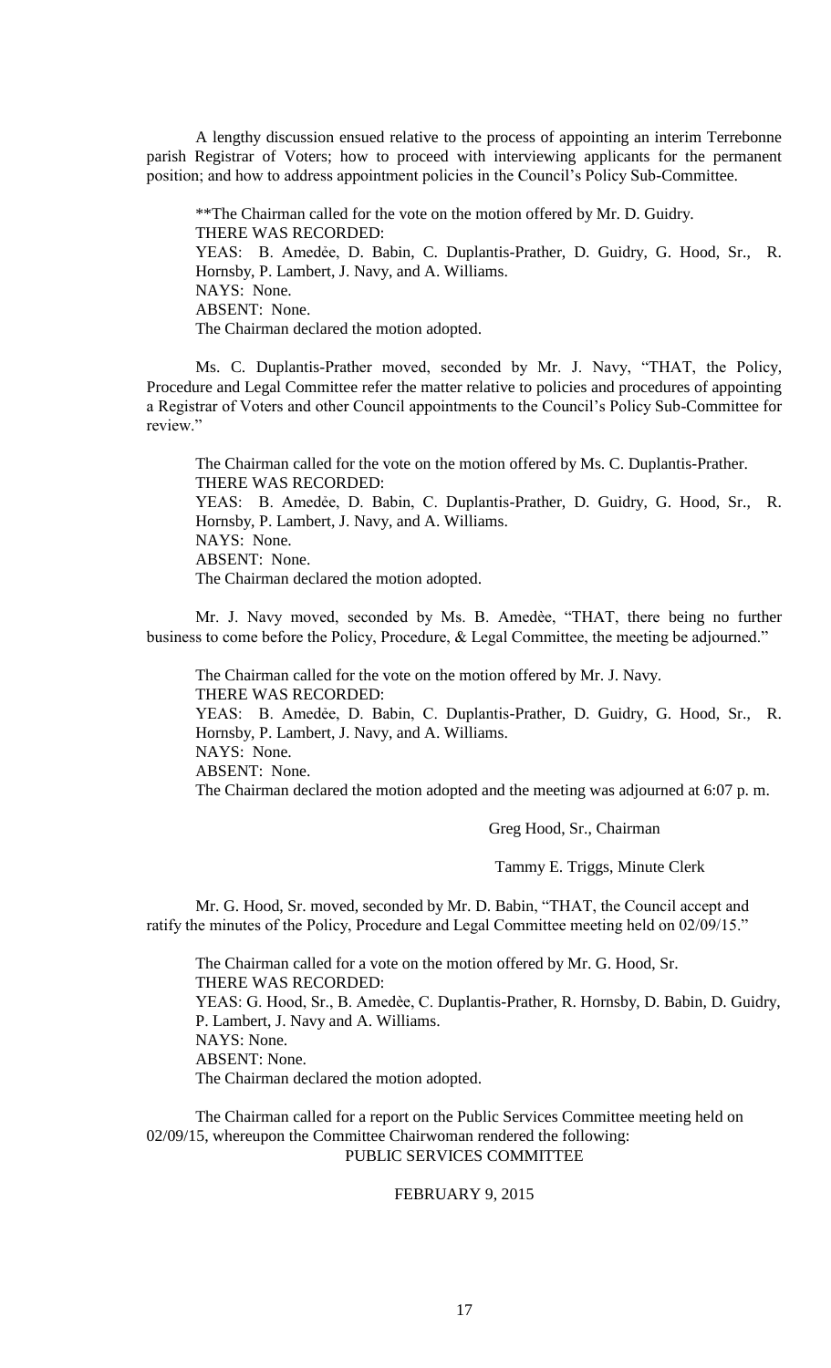A lengthy discussion ensued relative to the process of appointing an interim Terrebonne parish Registrar of Voters; how to proceed with interviewing applicants for the permanent position; and how to address appointment policies in the Council's Policy Sub-Committee.

**The Chairman called for the vote on the motion offered by Mr. D. Guidry.
THERE WAS RECORDED:
YEAS: B. Amedée, D. Babin, C. Duplantis-Prather, D. Guidry, G. Hood, Sr., R. Hornsby, P. Lambert, J. Navy, and A. Williams.
NAYS: None.
ABSENT: None.
The Chairman declared the motion adopted.

Ms. C. Duplantis-Prather moved, seconded by Mr. J. Navy, "THAT, the Policy, Procedure and Legal Committee refer the matter relative to policies and procedures of appointing a Registrar of Voters and other Council appointments to the Council's Policy Sub-Committee for review."

The Chairman called for the vote on the motion offered by Ms. C. Duplantis-Prather.
THERE WAS RECORDED:
YEAS: B. Amedée, D. Babin, C. Duplantis-Prather, D. Guidry, G. Hood, Sr., R. Hornsby, P. Lambert, J. Navy, and A. Williams.
NAYS: None.
ABSENT: None.
The Chairman declared the motion adopted.

Mr. J. Navy moved, seconded by Ms. B. Amedèe, "THAT, there being no further business to come before the Policy, Procedure, & Legal Committee, the meeting be adjourned."

The Chairman called for the vote on the motion offered by Mr. J. Navy.
THERE WAS RECORDED:
YEAS: B. Amedée, D. Babin, C. Duplantis-Prather, D. Guidry, G. Hood, Sr., R. Hornsby, P. Lambert, J. Navy, and A. Williams.
NAYS: None.
ABSENT: None.
The Chairman declared the motion adopted and the meeting was adjourned at 6:07 p. m.

Greg Hood, Sr., Chairman

Tammy E. Triggs, Minute Clerk

Mr. G. Hood, Sr. moved, seconded by Mr. D. Babin, "THAT, the Council accept and ratify the minutes of the Policy, Procedure and Legal Committee meeting held on 02/09/15."

The Chairman called for a vote on the motion offered by Mr. G. Hood, Sr.
THERE WAS RECORDED:
YEAS: G. Hood, Sr., B. Amedèe, C. Duplantis-Prather, R. Hornsby, D. Babin, D. Guidry, P. Lambert, J. Navy and A. Williams.
NAYS: None.
ABSENT: None.
The Chairman declared the motion adopted.

The Chairman called for a report on the Public Services Committee meeting held on 02/09/15, whereupon the Committee Chairwoman rendered the following:

PUBLIC SERVICES COMMITTEE

FEBRUARY 9, 2015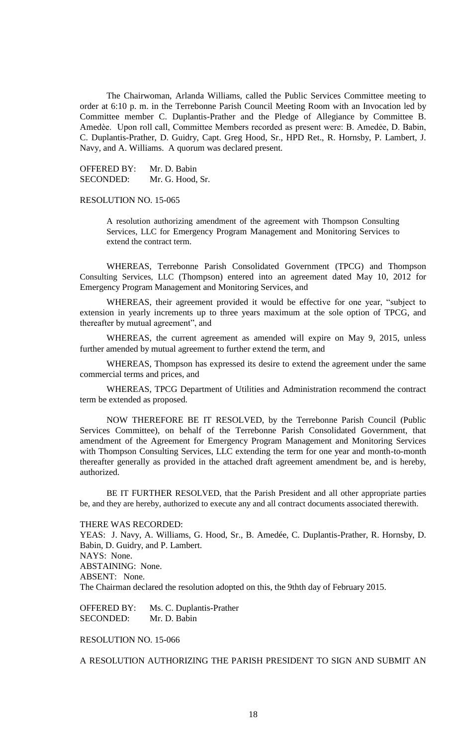The Chairwoman, Arlanda Williams, called the Public Services Committee meeting to order at 6:10 p. m. in the Terrebonne Parish Council Meeting Room with an Invocation led by Committee member C. Duplantis-Prather and the Pledge of Allegiance by Committee B. Amedèe. Upon roll call, Committee Members recorded as present were: B. Amedée, D. Babin, C. Duplantis-Prather, D. Guidry, Capt. Greg Hood, Sr., HPD Ret., R. Hornsby, P. Lambert, J. Navy, and A. Williams. A quorum was declared present.

OFFERED BY: Mr. D. Babin
SECONDED: Mr. G. Hood, Sr.

RESOLUTION NO. 15-065

A resolution authorizing amendment of the agreement with Thompson Consulting Services, LLC for Emergency Program Management and Monitoring Services to extend the contract term.

WHEREAS, Terrebonne Parish Consolidated Government (TPCG) and Thompson Consulting Services, LLC (Thompson) entered into an agreement dated May 10, 2012 for Emergency Program Management and Monitoring Services, and

WHEREAS, their agreement provided it would be effective for one year, "subject to extension in yearly increments up to three years maximum at the sole option of TPCG, and thereafter by mutual agreement", and

WHEREAS, the current agreement as amended will expire on May 9, 2015, unless further amended by mutual agreement to further extend the term, and

WHEREAS, Thompson has expressed its desire to extend the agreement under the same commercial terms and prices, and

WHEREAS, TPCG Department of Utilities and Administration recommend the contract term be extended as proposed.

NOW THEREFORE BE IT RESOLVED, by the Terrebonne Parish Council (Public Services Committee), on behalf of the Terrebonne Parish Consolidated Government, that amendment of the Agreement for Emergency Program Management and Monitoring Services with Thompson Consulting Services, LLC extending the term for one year and month-to-month thereafter generally as provided in the attached draft agreement amendment be, and is hereby, authorized.

BE IT FURTHER RESOLVED, that the Parish President and all other appropriate parties be, and they are hereby, authorized to execute any and all contract documents associated therewith.

THERE WAS RECORDED:
YEAS: J. Navy, A. Williams, G. Hood, Sr., B. Amedée, C. Duplantis-Prather, R. Hornsby, D. Babin, D. Guidry, and P. Lambert.
NAYS: None.
ABSTAINING: None.
ABSENT: None.
The Chairman declared the resolution adopted on this, the 9thth day of February 2015.

OFFERED BY: Ms. C. Duplantis-Prather
SECONDED: Mr. D. Babin

RESOLUTION NO. 15-066

A RESOLUTION AUTHORIZING THE PARISH PRESIDENT TO SIGN AND SUBMIT AN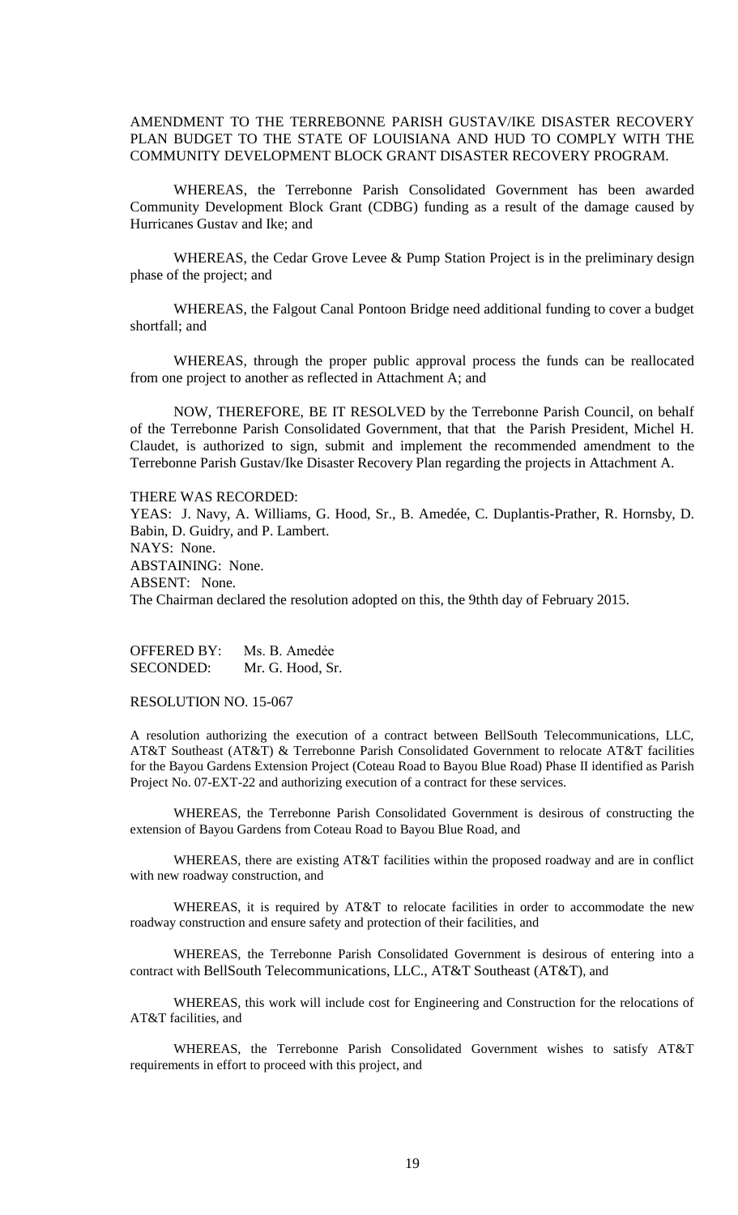AMENDMENT TO THE TERREBONNE PARISH GUSTAV/IKE DISASTER RECOVERY PLAN BUDGET TO THE STATE OF LOUISIANA AND HUD TO COMPLY WITH THE COMMUNITY DEVELOPMENT BLOCK GRANT DISASTER RECOVERY PROGRAM.

WHEREAS, the Terrebonne Parish Consolidated Government has been awarded Community Development Block Grant (CDBG) funding as a result of the damage caused by Hurricanes Gustav and Ike; and

WHEREAS, the Cedar Grove Levee & Pump Station Project is in the preliminary design phase of the project; and

WHEREAS, the Falgout Canal Pontoon Bridge need additional funding to cover a budget shortfall; and

WHEREAS, through the proper public approval process the funds can be reallocated from one project to another as reflected in Attachment A; and

NOW, THEREFORE, BE IT RESOLVED by the Terrebonne Parish Council, on behalf of the Terrebonne Parish Consolidated Government, that that the Parish President, Michel H. Claudet, is authorized to sign, submit and implement the recommended amendment to the Terrebonne Parish Gustav/Ike Disaster Recovery Plan regarding the projects in Attachment A.

THERE WAS RECORDED:
YEAS: J. Navy, A. Williams, G. Hood, Sr., B. Amedée, C. Duplantis-Prather, R. Hornsby, D. Babin, D. Guidry, and P. Lambert.
NAYS: None.
ABSTAINING: None.
ABSENT: None.
The Chairman declared the resolution adopted on this, the 9thth day of February 2015.

OFFERED BY: Ms. B. Amedée
SECONDED: Mr. G. Hood, Sr.

RESOLUTION NO. 15-067

A resolution authorizing the execution of a contract between BellSouth Telecommunications, LLC, AT&T Southeast (AT&T) & Terrebonne Parish Consolidated Government to relocate AT&T facilities for the Bayou Gardens Extension Project (Coteau Road to Bayou Blue Road) Phase II identified as Parish Project No. 07-EXT-22 and authorizing execution of a contract for these services.

WHEREAS, the Terrebonne Parish Consolidated Government is desirous of constructing the extension of Bayou Gardens from Coteau Road to Bayou Blue Road, and

WHEREAS, there are existing AT&T facilities within the proposed roadway and are in conflict with new roadway construction, and

WHEREAS, it is required by AT&T to relocate facilities in order to accommodate the new roadway construction and ensure safety and protection of their facilities, and

WHEREAS, the Terrebonne Parish Consolidated Government is desirous of entering into a contract with BellSouth Telecommunications, LLC., AT&T Southeast (AT&T), and

WHEREAS, this work will include cost for Engineering and Construction for the relocations of AT&T facilities, and

WHEREAS, the Terrebonne Parish Consolidated Government wishes to satisfy AT&T requirements in effort to proceed with this project, and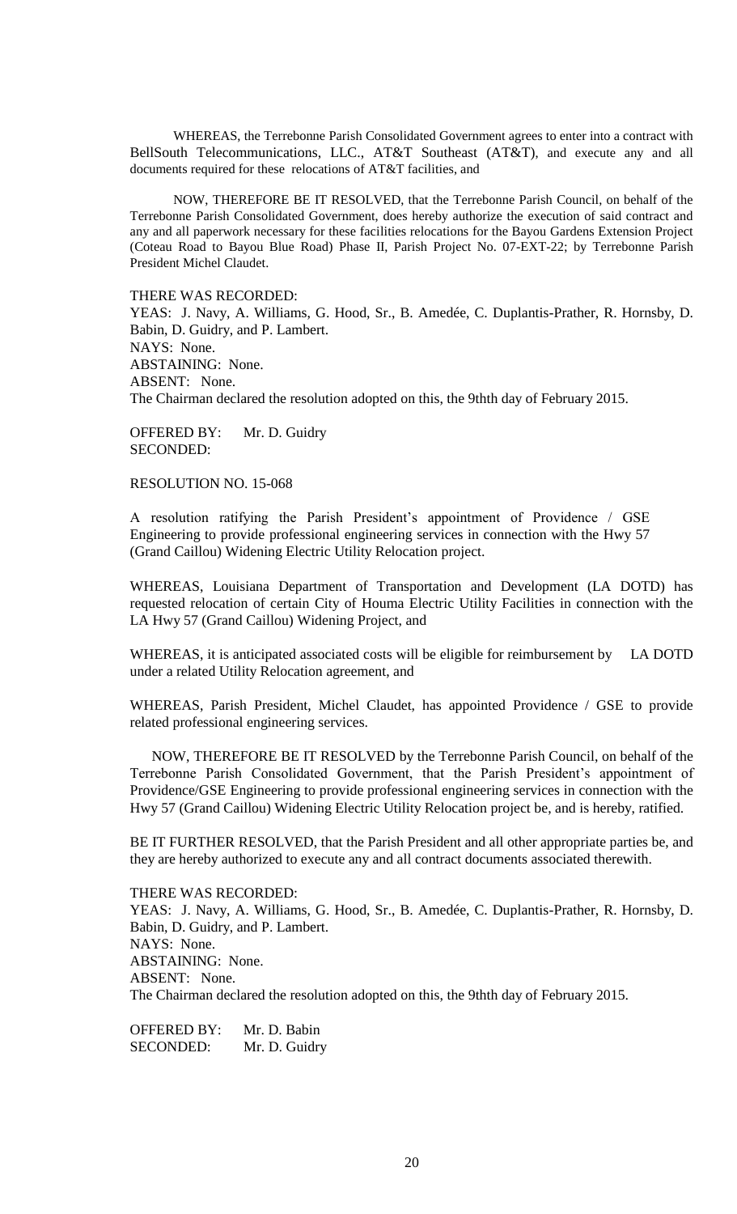WHEREAS, the Terrebonne Parish Consolidated Government agrees to enter into a contract with BellSouth Telecommunications, LLC., AT&T Southeast (AT&T), and execute any and all documents required for these relocations of AT&T facilities, and

NOW, THEREFORE BE IT RESOLVED, that the Terrebonne Parish Council, on behalf of the Terrebonne Parish Consolidated Government, does hereby authorize the execution of said contract and any and all paperwork necessary for these facilities relocations for the Bayou Gardens Extension Project (Coteau Road to Bayou Blue Road) Phase II, Parish Project No. 07-EXT-22; by Terrebonne Parish President Michel Claudet.

THERE WAS RECORDED:
YEAS: J. Navy, A. Williams, G. Hood, Sr., B. Amedée, C. Duplantis-Prather, R. Hornsby, D. Babin, D. Guidry, and P. Lambert.
NAYS: None.
ABSTAINING: None.
ABSENT: None.
The Chairman declared the resolution adopted on this, the 9thth day of February 2015.

OFFERED BY: Mr. D. Guidry
SECONDED:

RESOLUTION NO. 15-068

A resolution ratifying the Parish President's appointment of Providence / GSE Engineering to provide professional engineering services in connection with the Hwy 57 (Grand Caillou) Widening Electric Utility Relocation project.

WHEREAS, Louisiana Department of Transportation and Development (LA DOTD) has requested relocation of certain City of Houma Electric Utility Facilities in connection with the LA Hwy 57 (Grand Caillou) Widening Project, and

WHEREAS, it is anticipated associated costs will be eligible for reimbursement by LA DOTD under a related Utility Relocation agreement, and

WHEREAS, Parish President, Michel Claudet, has appointed Providence / GSE to provide related professional engineering services.

NOW, THEREFORE BE IT RESOLVED by the Terrebonne Parish Council, on behalf of the Terrebonne Parish Consolidated Government, that the Parish President's appointment of Providence/GSE Engineering to provide professional engineering services in connection with the Hwy 57 (Grand Caillou) Widening Electric Utility Relocation project be, and is hereby, ratified.

BE IT FURTHER RESOLVED, that the Parish President and all other appropriate parties be, and they are hereby authorized to execute any and all contract documents associated therewith.

THERE WAS RECORDED:
YEAS: J. Navy, A. Williams, G. Hood, Sr., B. Amedée, C. Duplantis-Prather, R. Hornsby, D. Babin, D. Guidry, and P. Lambert.
NAYS: None.
ABSTAINING: None.
ABSENT: None.
The Chairman declared the resolution adopted on this, the 9thth day of February 2015.

OFFERED BY: Mr. D. Babin
SECONDED: Mr. D. Guidry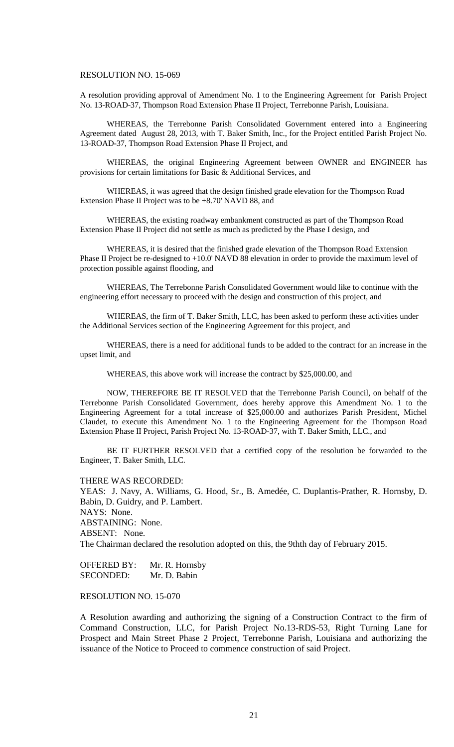RESOLUTION NO. 15-069

A resolution providing approval of Amendment No. 1 to the Engineering Agreement for Parish Project No. 13-ROAD-37, Thompson Road Extension Phase II Project, Terrebonne Parish, Louisiana.

WHEREAS, the Terrebonne Parish Consolidated Government entered into a Engineering Agreement dated August 28, 2013, with T. Baker Smith, Inc., for the Project entitled Parish Project No. 13-ROAD-37, Thompson Road Extension Phase II Project, and

WHEREAS, the original Engineering Agreement between OWNER and ENGINEER has provisions for certain limitations for Basic & Additional Services, and

WHEREAS, it was agreed that the design finished grade elevation for the Thompson Road Extension Phase II Project was to be +8.70' NAVD 88, and

WHEREAS, the existing roadway embankment constructed as part of the Thompson Road Extension Phase II Project did not settle as much as predicted by the Phase I design, and

WHEREAS, it is desired that the finished grade elevation of the Thompson Road Extension Phase II Project be re-designed to +10.0' NAVD 88 elevation in order to provide the maximum level of protection possible against flooding, and

WHEREAS, The Terrebonne Parish Consolidated Government would like to continue with the engineering effort necessary to proceed with the design and construction of this project, and

WHEREAS, the firm of T. Baker Smith, LLC, has been asked to perform these activities under the Additional Services section of the Engineering Agreement for this project, and

WHEREAS, there is a need for additional funds to be added to the contract for an increase in the upset limit, and

WHEREAS, this above work will increase the contract by $25,000.00, and

NOW, THEREFORE BE IT RESOLVED that the Terrebonne Parish Council, on behalf of the Terrebonne Parish Consolidated Government, does hereby approve this Amendment No. 1 to the Engineering Agreement for a total increase of $25,000.00 and authorizes Parish President, Michel Claudet, to execute this Amendment No. 1 to the Engineering Agreement for the Thompson Road Extension Phase II Project, Parish Project No. 13-ROAD-37, with T. Baker Smith, LLC., and

BE IT FURTHER RESOLVED that a certified copy of the resolution be forwarded to the Engineer, T. Baker Smith, LLC.

THERE WAS RECORDED:
YEAS: J. Navy, A. Williams, G. Hood, Sr., B. Amedée, C. Duplantis-Prather, R. Hornsby, D. Babin, D. Guidry, and P. Lambert.
NAYS: None.
ABSTAINING: None.
ABSENT: None.
The Chairman declared the resolution adopted on this, the 9thth day of February 2015.

OFFERED BY: Mr. R. Hornsby
SECONDED: Mr. D. Babin

RESOLUTION NO. 15-070

A Resolution awarding and authorizing the signing of a Construction Contract to the firm of Command Construction, LLC, for Parish Project No.13-RDS-53, Right Turning Lane for Prospect and Main Street Phase 2 Project, Terrebonne Parish, Louisiana and authorizing the issuance of the Notice to Proceed to commence construction of said Project.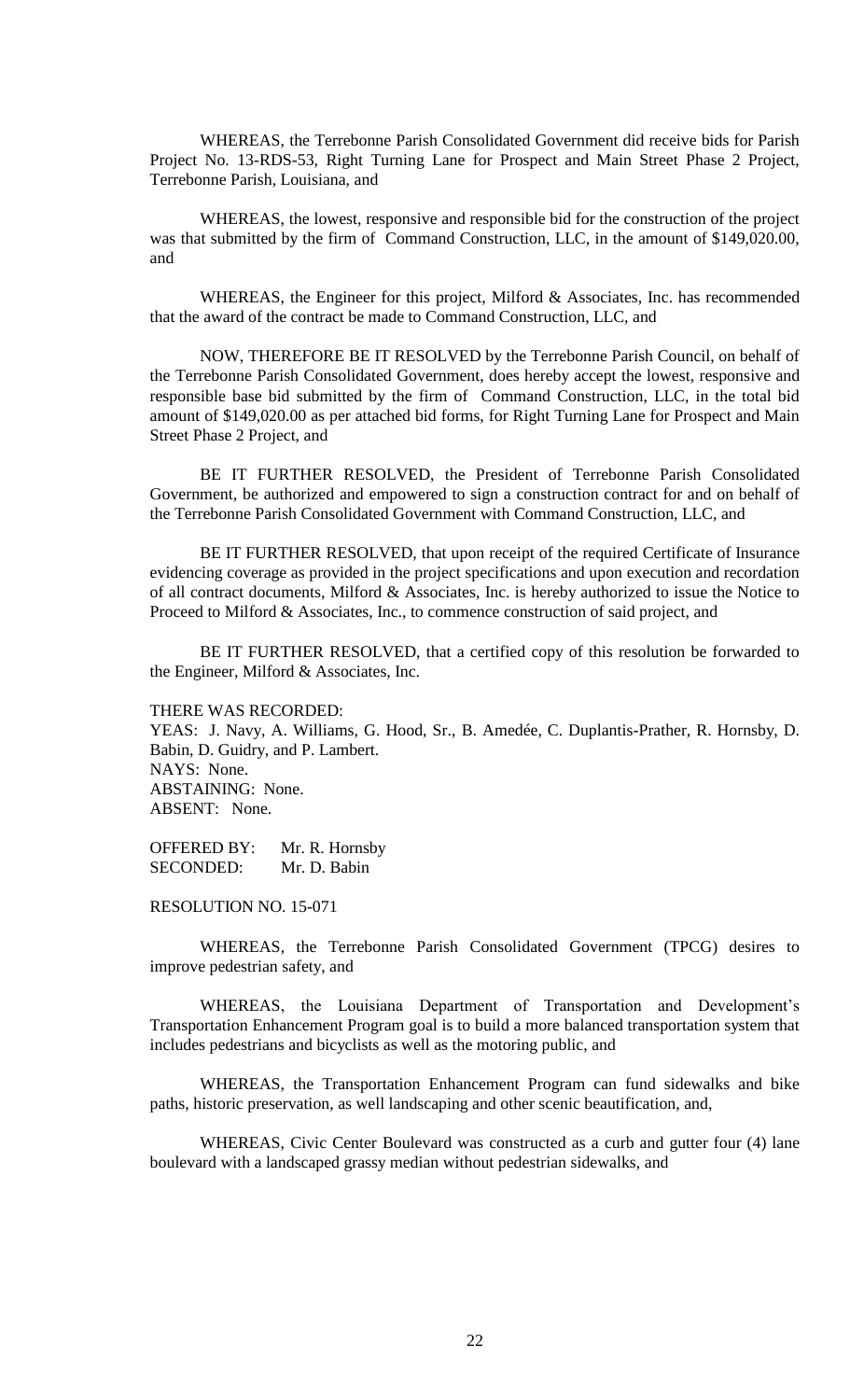WHEREAS, the Terrebonne Parish Consolidated Government did receive bids for Parish Project No. 13-RDS-53, Right Turning Lane for Prospect and Main Street Phase 2 Project, Terrebonne Parish, Louisiana, and

WHEREAS, the lowest, responsive and responsible bid for the construction of the project was that submitted by the firm of Command Construction, LLC, in the amount of $149,020.00, and

WHEREAS, the Engineer for this project, Milford & Associates, Inc. has recommended that the award of the contract be made to Command Construction, LLC, and

NOW, THEREFORE BE IT RESOLVED by the Terrebonne Parish Council, on behalf of the Terrebonne Parish Consolidated Government, does hereby accept the lowest, responsive and responsible base bid submitted by the firm of Command Construction, LLC, in the total bid amount of $149,020.00 as per attached bid forms, for Right Turning Lane for Prospect and Main Street Phase 2 Project, and

BE IT FURTHER RESOLVED, the President of Terrebonne Parish Consolidated Government, be authorized and empowered to sign a construction contract for and on behalf of the Terrebonne Parish Consolidated Government with Command Construction, LLC, and

BE IT FURTHER RESOLVED, that upon receipt of the required Certificate of Insurance evidencing coverage as provided in the project specifications and upon execution and recordation of all contract documents, Milford & Associates, Inc. is hereby authorized to issue the Notice to Proceed to Milford & Associates, Inc., to commence construction of said project, and

BE IT FURTHER RESOLVED, that a certified copy of this resolution be forwarded to the Engineer, Milford & Associates, Inc.

THERE WAS RECORDED:
YEAS: J. Navy, A. Williams, G. Hood, Sr., B. Amedée, C. Duplantis-Prather, R. Hornsby, D. Babin, D. Guidry, and P. Lambert.
NAYS: None.
ABSTAINING: None.
ABSENT: None.

OFFERED BY: Mr. R. Hornsby
SECONDED: Mr. D. Babin

RESOLUTION NO. 15-071

WHEREAS, the Terrebonne Parish Consolidated Government (TPCG) desires to improve pedestrian safety, and

WHEREAS, the Louisiana Department of Transportation and Development's Transportation Enhancement Program goal is to build a more balanced transportation system that includes pedestrians and bicyclists as well as the motoring public, and

WHEREAS, the Transportation Enhancement Program can fund sidewalks and bike paths, historic preservation, as well landscaping and other scenic beautification, and,

WHEREAS, Civic Center Boulevard was constructed as a curb and gutter four (4) lane boulevard with a landscaped grassy median without pedestrian sidewalks, and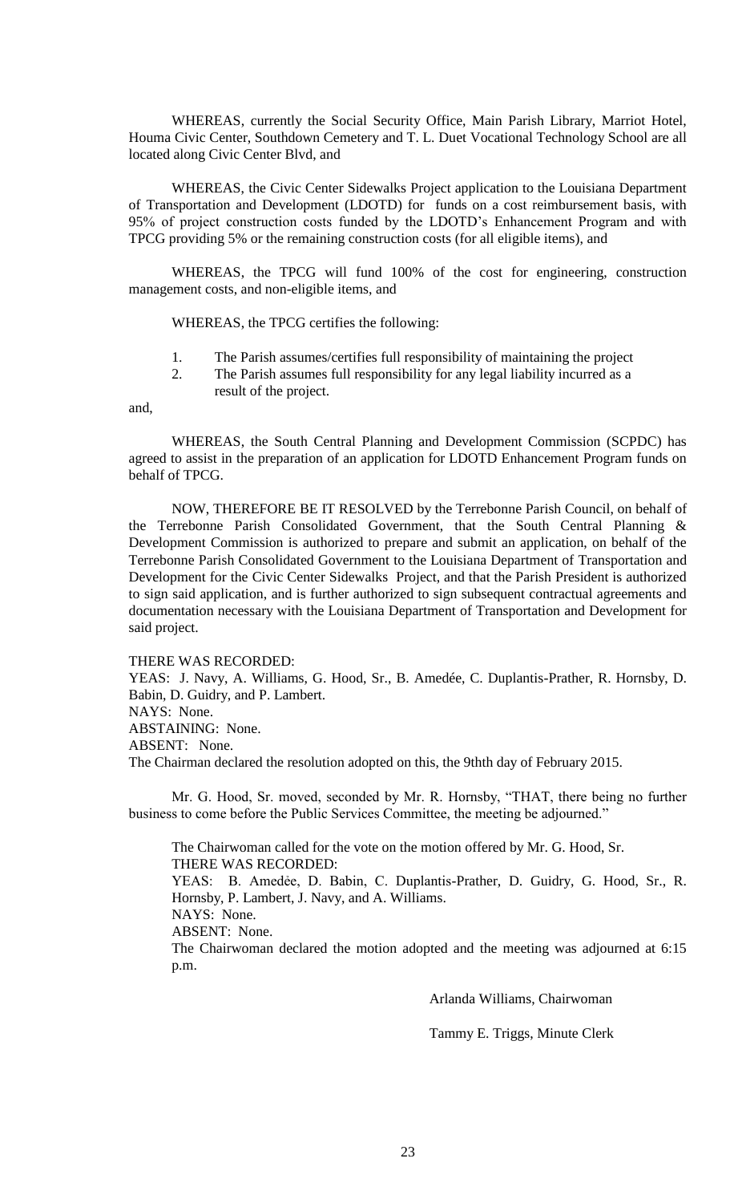WHEREAS, currently the Social Security Office, Main Parish Library, Marriot Hotel, Houma Civic Center, Southdown Cemetery and T. L. Duet Vocational Technology School are all located along Civic Center Blvd, and

WHEREAS, the Civic Center Sidewalks Project application to the Louisiana Department of Transportation and Development (LDOTD) for funds on a cost reimbursement basis, with 95% of project construction costs funded by the LDOTD's Enhancement Program and with TPCG providing 5% or the remaining construction costs (for all eligible items), and

WHEREAS, the TPCG will fund 100% of the cost for engineering, construction management costs, and non-eligible items, and

WHEREAS, the TPCG certifies the following:

1. The Parish assumes/certifies full responsibility of maintaining the project
2. The Parish assumes full responsibility for any legal liability incurred as a result of the project.

and,

WHEREAS, the South Central Planning and Development Commission (SCPDC) has agreed to assist in the preparation of an application for LDOTD Enhancement Program funds on behalf of TPCG.

NOW, THEREFORE BE IT RESOLVED by the Terrebonne Parish Council, on behalf of the Terrebonne Parish Consolidated Government, that the South Central Planning & Development Commission is authorized to prepare and submit an application, on behalf of the Terrebonne Parish Consolidated Government to the Louisiana Department of Transportation and Development for the Civic Center Sidewalks Project, and that the Parish President is authorized to sign said application, and is further authorized to sign subsequent contractual agreements and documentation necessary with the Louisiana Department of Transportation and Development for said project.

THERE WAS RECORDED:
YEAS: J. Navy, A. Williams, G. Hood, Sr., B. Amedée, C. Duplantis-Prather, R. Hornsby, D. Babin, D. Guidry, and P. Lambert.
NAYS: None.
ABSTAINING: None.
ABSENT: None.
The Chairman declared the resolution adopted on this, the 9thth day of February 2015.

Mr. G. Hood, Sr. moved, seconded by Mr. R. Hornsby, "THAT, there being no further business to come before the Public Services Committee, the meeting be adjourned."

The Chairwoman called for the vote on the motion offered by Mr. G. Hood, Sr.
THERE WAS RECORDED:
YEAS: B. Amedée, D. Babin, C. Duplantis-Prather, D. Guidry, G. Hood, Sr., R. Hornsby, P. Lambert, J. Navy, and A. Williams.
NAYS: None.
ABSENT: None.
The Chairwoman declared the motion adopted and the meeting was adjourned at 6:15 p.m.

Arlanda Williams, Chairwoman

Tammy E. Triggs, Minute Clerk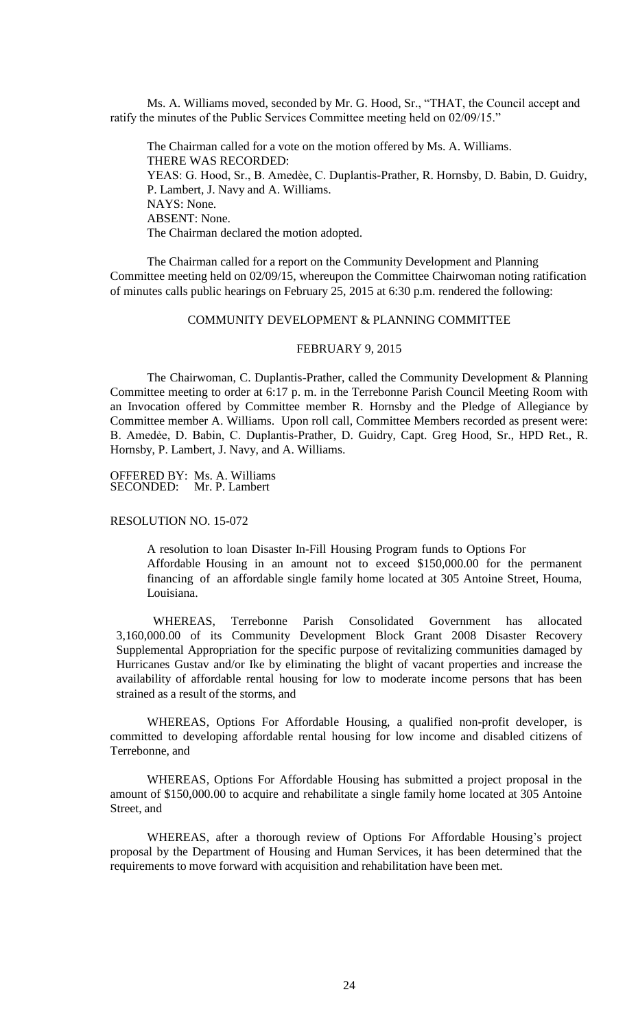Ms. A. Williams moved, seconded by Mr. G. Hood, Sr., "THAT, the Council accept and ratify the minutes of the Public Services Committee meeting held on 02/09/15."

The Chairman called for a vote on the motion offered by Ms. A. Williams.
THERE WAS RECORDED:
YEAS: G. Hood, Sr., B. Amedèe, C. Duplantis-Prather, R. Hornsby, D. Babin, D. Guidry, P. Lambert, J. Navy and A. Williams.
NAYS: None.
ABSENT: None.
The Chairman declared the motion adopted.

The Chairman called for a report on the Community Development and Planning Committee meeting held on 02/09/15, whereupon the Committee Chairwoman noting ratification of minutes calls public hearings on February 25, 2015 at 6:30 p.m. rendered the following:

COMMUNITY DEVELOPMENT & PLANNING COMMITTEE

FEBRUARY 9, 2015

The Chairwoman, C. Duplantis-Prather, called the Community Development & Planning Committee meeting to order at 6:17 p. m. in the Terrebonne Parish Council Meeting Room with an Invocation offered by Committee member R. Hornsby and the Pledge of Allegiance by Committee member A. Williams. Upon roll call, Committee Members recorded as present were: B. Amedèe, D. Babin, C. Duplantis-Prather, D. Guidry, Capt. Greg Hood, Sr., HPD Ret., R. Hornsby, P. Lambert, J. Navy, and A. Williams.

OFFERED BY: Ms. A. Williams
SECONDED: Mr. P. Lambert

RESOLUTION NO. 15-072

A resolution to loan Disaster In-Fill Housing Program funds to Options For Affordable Housing in an amount not to exceed $150,000.00 for the permanent financing of an affordable single family home located at 305 Antoine Street, Houma, Louisiana.

WHEREAS, Terrebonne Parish Consolidated Government has allocated 3,160,000.00 of its Community Development Block Grant 2008 Disaster Recovery Supplemental Appropriation for the specific purpose of revitalizing communities damaged by Hurricanes Gustav and/or Ike by eliminating the blight of vacant properties and increase the availability of affordable rental housing for low to moderate income persons that has been strained as a result of the storms, and

WHEREAS, Options For Affordable Housing, a qualified non-profit developer, is committed to developing affordable rental housing for low income and disabled citizens of Terrebonne, and

WHEREAS, Options For Affordable Housing has submitted a project proposal in the amount of $150,000.00 to acquire and rehabilitate a single family home located at 305 Antoine Street, and

WHEREAS, after a thorough review of Options For Affordable Housing's project proposal by the Department of Housing and Human Services, it has been determined that the requirements to move forward with acquisition and rehabilitation have been met.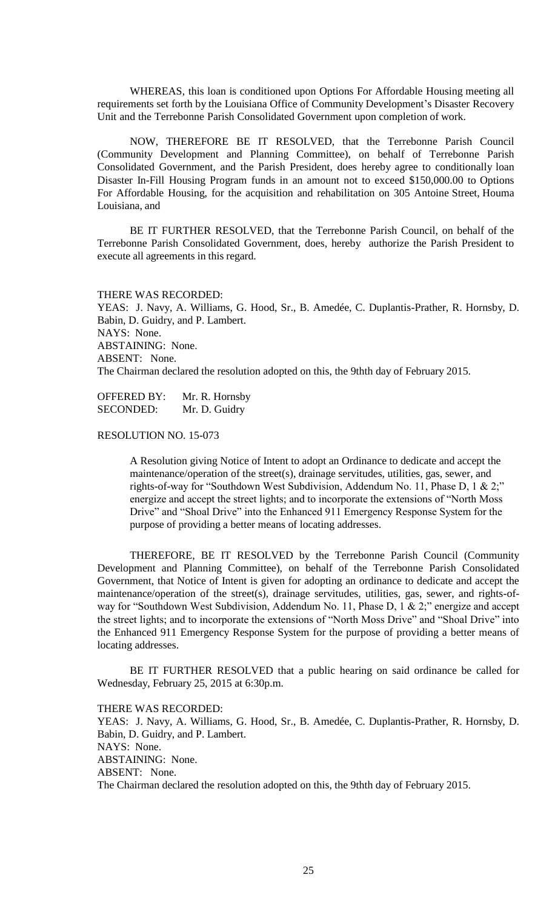WHEREAS, this loan is conditioned upon Options For Affordable Housing meeting all requirements set forth by the Louisiana Office of Community Development's Disaster Recovery Unit and the Terrebonne Parish Consolidated Government upon completion of work.

NOW, THEREFORE BE IT RESOLVED, that the Terrebonne Parish Council (Community Development and Planning Committee), on behalf of Terrebonne Parish Consolidated Government, and the Parish President, does hereby agree to conditionally loan Disaster In-Fill Housing Program funds in an amount not to exceed $150,000.00 to Options For Affordable Housing, for the acquisition and rehabilitation on 305 Antoine Street, Houma Louisiana, and

BE IT FURTHER RESOLVED, that the Terrebonne Parish Council, on behalf of the Terrebonne Parish Consolidated Government, does, hereby authorize the Parish President to execute all agreements in this regard.

THERE WAS RECORDED:
YEAS: J. Navy, A. Williams, G. Hood, Sr., B. Amedée, C. Duplantis-Prather, R. Hornsby, D. Babin, D. Guidry, and P. Lambert.
NAYS: None.
ABSTAINING: None.
ABSENT: None.
The Chairman declared the resolution adopted on this, the 9thth day of February 2015.

OFFERED BY: Mr. R. Hornsby
SECONDED: Mr. D. Guidry

RESOLUTION NO. 15-073

> A Resolution giving Notice of Intent to adopt an Ordinance to dedicate and accept the maintenance/operation of the street(s), drainage servitudes, utilities, gas, sewer, and rights-of-way for "Southdown West Subdivision, Addendum No. 11, Phase D, 1 & 2;" energize and accept the street lights; and to incorporate the extensions of "North Moss Drive" and "Shoal Drive" into the Enhanced 911 Emergency Response System for the purpose of providing a better means of locating addresses.

THEREFORE, BE IT RESOLVED by the Terrebonne Parish Council (Community Development and Planning Committee), on behalf of the Terrebonne Parish Consolidated Government, that Notice of Intent is given for adopting an ordinance to dedicate and accept the maintenance/operation of the street(s), drainage servitudes, utilities, gas, sewer, and rights-of-way for "Southdown West Subdivision, Addendum No. 11, Phase D, 1 & 2;" energize and accept the street lights; and to incorporate the extensions of "North Moss Drive" and "Shoal Drive" into the Enhanced 911 Emergency Response System for the purpose of providing a better means of locating addresses.

BE IT FURTHER RESOLVED that a public hearing on said ordinance be called for Wednesday, February 25, 2015 at 6:30p.m.

THERE WAS RECORDED:
YEAS: J. Navy, A. Williams, G. Hood, Sr., B. Amedée, C. Duplantis-Prather, R. Hornsby, D. Babin, D. Guidry, and P. Lambert.
NAYS: None.
ABSTAINING: None.
ABSENT: None.
The Chairman declared the resolution adopted on this, the 9thth day of February 2015.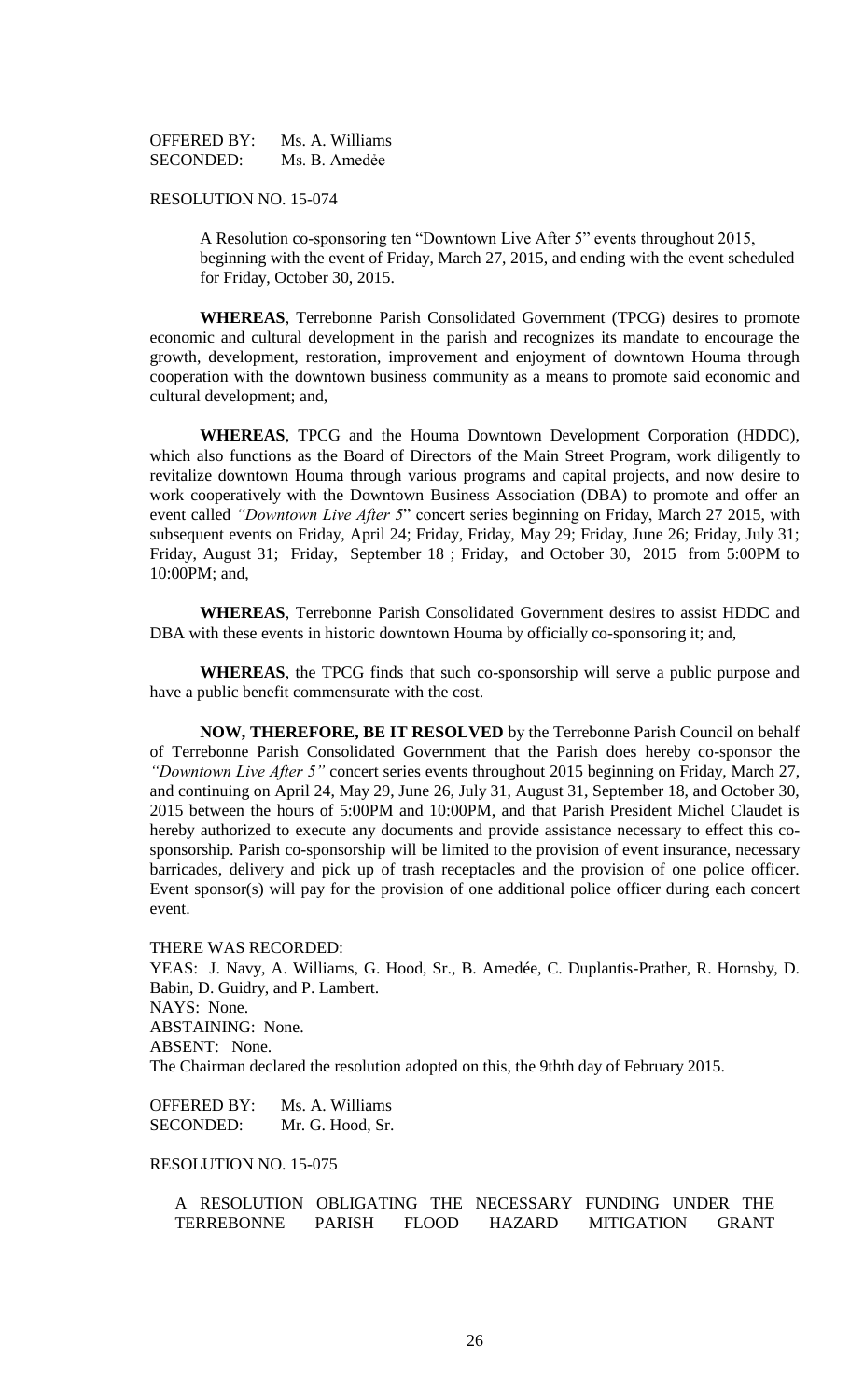OFFERED BY: Ms. A. Williams
SECONDED: Ms. B. Amedée

RESOLUTION NO. 15-074

> A Resolution co-sponsoring ten "Downtown Live After 5" events throughout 2015, beginning with the event of Friday, March 27, 2015, and ending with the event scheduled for Friday, October 30, 2015.

**WHEREAS**, Terrebonne Parish Consolidated Government (TPCG) desires to promote economic and cultural development in the parish and recognizes its mandate to encourage the growth, development, restoration, improvement and enjoyment of downtown Houma through cooperation with the downtown business community as a means to promote said economic and cultural development; and,

**WHEREAS**, TPCG and the Houma Downtown Development Corporation (HDDC), which also functions as the Board of Directors of the Main Street Program, work diligently to revitalize downtown Houma through various programs and capital projects, and now desire to work cooperatively with the Downtown Business Association (DBA) to promote and offer an event called *"Downtown Live After 5*" concert series beginning on Friday, March 27 2015, with subsequent events on Friday, April 24; Friday, Friday, May 29; Friday, June 26; Friday, July 31; Friday, August 31; Friday, September 18 ; Friday, and October 30, 2015 from 5:00PM to 10:00PM; and,

**WHEREAS**, Terrebonne Parish Consolidated Government desires to assist HDDC and DBA with these events in historic downtown Houma by officially co-sponsoring it; and,

**WHEREAS**, the TPCG finds that such co-sponsorship will serve a public purpose and have a public benefit commensurate with the cost.

**NOW, THEREFORE, BE IT RESOLVED** by the Terrebonne Parish Council on behalf of Terrebonne Parish Consolidated Government that the Parish does hereby co-sponsor the *"Downtown Live After 5"* concert series events throughout 2015 beginning on Friday, March 27, and continuing on April 24, May 29, June 26, July 31, August 31, September 18, and October 30, 2015 between the hours of 5:00PM and 10:00PM, and that Parish President Michel Claudet is hereby authorized to execute any documents and provide assistance necessary to effect this co-sponsorship. Parish co-sponsorship will be limited to the provision of event insurance, necessary barricades, delivery and pick up of trash receptacles and the provision of one police officer. Event sponsor(s) will pay for the provision of one additional police officer during each concert event.

THERE WAS RECORDED:
YEAS: J. Navy, A. Williams, G. Hood, Sr., B. Amedée, C. Duplantis-Prather, R. Hornsby, D. Babin, D. Guidry, and P. Lambert.
NAYS: None.
ABSTAINING: None.
ABSENT: None.
The Chairman declared the resolution adopted on this, the 9thth day of February 2015.

OFFERED BY: Ms. A. Williams
SECONDED: Mr. G. Hood, Sr.

RESOLUTION NO. 15-075

> A RESOLUTION OBLIGATING THE NECESSARY FUNDING UNDER THE TERREBONNE PARISH FLOOD HAZARD MITIGATION GRANT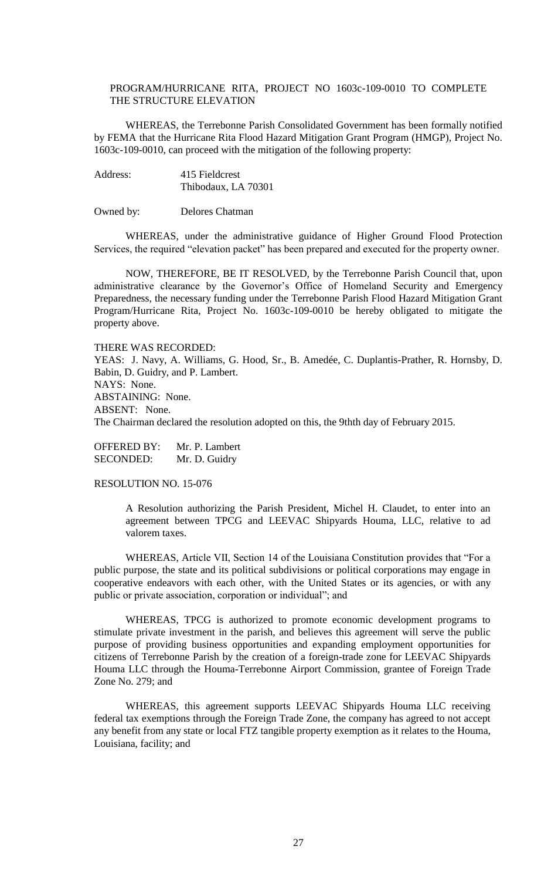PROGRAM/HURRICANE RITA, PROJECT NO 1603c-109-0010 TO COMPLETE THE STRUCTURE ELEVATION

WHEREAS, the Terrebonne Parish Consolidated Government has been formally notified by FEMA that the Hurricane Rita Flood Hazard Mitigation Grant Program (HMGP), Project No. 1603c-109-0010, can proceed with the mitigation of the following property:

Address: 415 Fieldcrest
Thibodaux, LA 70301

Owned by: Delores Chatman

WHEREAS, under the administrative guidance of Higher Ground Flood Protection Services, the required "elevation packet" has been prepared and executed for the property owner.

NOW, THEREFORE, BE IT RESOLVED, by the Terrebonne Parish Council that, upon administrative clearance by the Governor's Office of Homeland Security and Emergency Preparedness, the necessary funding under the Terrebonne Parish Flood Hazard Mitigation Grant Program/Hurricane Rita, Project No. 1603c-109-0010 be hereby obligated to mitigate the property above.

THERE WAS RECORDED:
YEAS: J. Navy, A. Williams, G. Hood, Sr., B. Amedée, C. Duplantis-Prather, R. Hornsby, D. Babin, D. Guidry, and P. Lambert.
NAYS: None.
ABSTAINING: None.
ABSENT: None.
The Chairman declared the resolution adopted on this, the 9thth day of February 2015.

OFFERED BY: Mr. P. Lambert
SECONDED: Mr. D. Guidry

RESOLUTION NO. 15-076

A Resolution authorizing the Parish President, Michel H. Claudet, to enter into an agreement between TPCG and LEEVAC Shipyards Houma, LLC, relative to ad valorem taxes.

WHEREAS, Article VII, Section 14 of the Louisiana Constitution provides that "For a public purpose, the state and its political subdivisions or political corporations may engage in cooperative endeavors with each other, with the United States or its agencies, or with any public or private association, corporation or individual"; and

WHEREAS, TPCG is authorized to promote economic development programs to stimulate private investment in the parish, and believes this agreement will serve the public purpose of providing business opportunities and expanding employment opportunities for citizens of Terrebonne Parish by the creation of a foreign-trade zone for LEEVAC Shipyards Houma LLC through the Houma-Terrebonne Airport Commission, grantee of Foreign Trade Zone No. 279; and

WHEREAS, this agreement supports LEEVAC Shipyards Houma LLC receiving federal tax exemptions through the Foreign Trade Zone, the company has agreed to not accept any benefit from any state or local FTZ tangible property exemption as it relates to the Houma, Louisiana, facility; and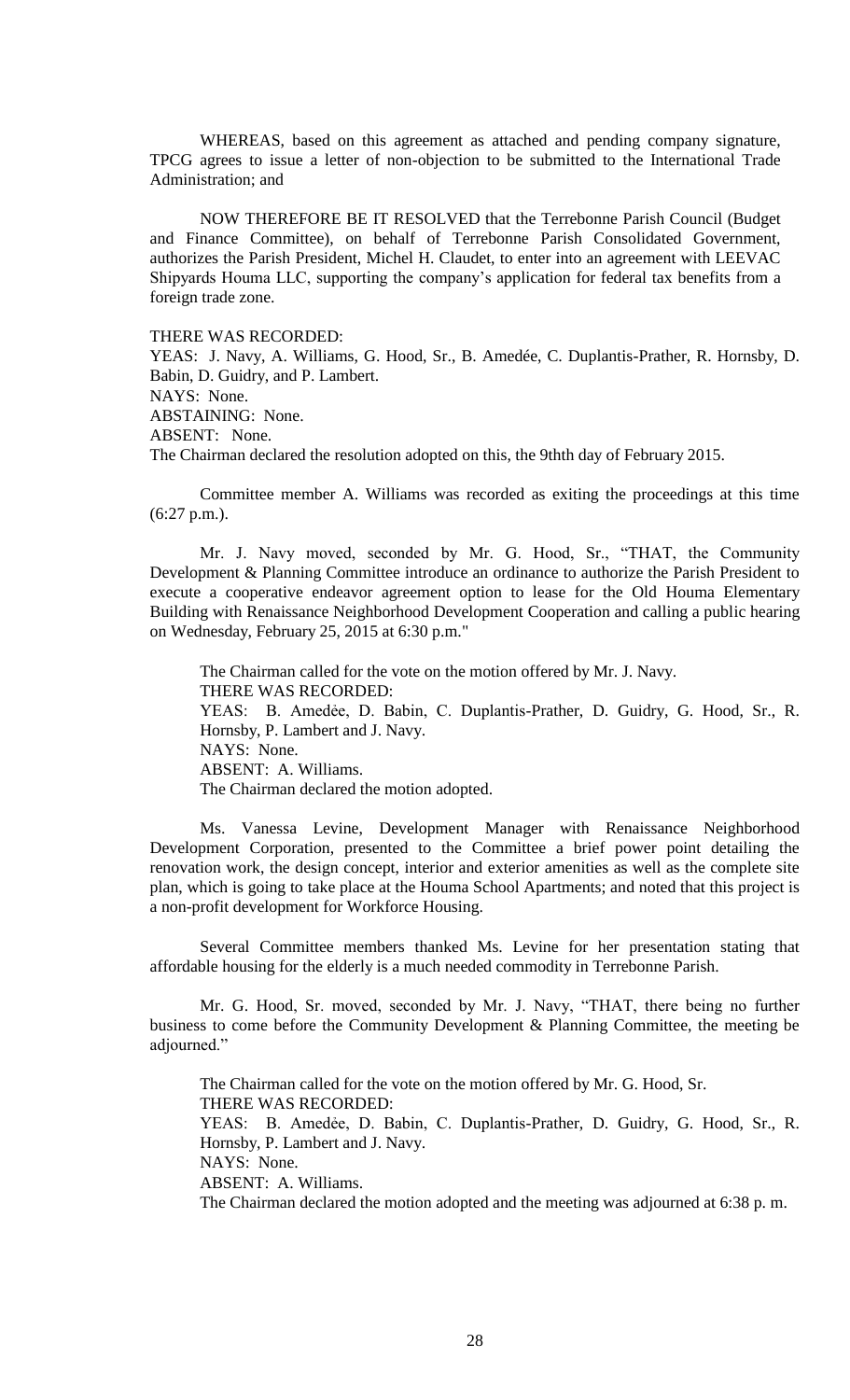WHEREAS, based on this agreement as attached and pending company signature, TPCG agrees to issue a letter of non-objection to be submitted to the International Trade Administration; and

NOW THEREFORE BE IT RESOLVED that the Terrebonne Parish Council (Budget and Finance Committee), on behalf of Terrebonne Parish Consolidated Government, authorizes the Parish President, Michel H. Claudet, to enter into an agreement with LEEVAC Shipyards Houma LLC, supporting the company's application for federal tax benefits from a foreign trade zone.

THERE WAS RECORDED:
YEAS: J. Navy, A. Williams, G. Hood, Sr., B. Amedée, C. Duplantis-Prather, R. Hornsby, D. Babin, D. Guidry, and P. Lambert.
NAYS: None.
ABSTAINING: None.
ABSENT: None.
The Chairman declared the resolution adopted on this, the 9thth day of February 2015.

Committee member A. Williams was recorded as exiting the proceedings at this time (6:27 p.m.).

Mr. J. Navy moved, seconded by Mr. G. Hood, Sr., "THAT, the Community Development & Planning Committee introduce an ordinance to authorize the Parish President to execute a cooperative endeavor agreement option to lease for the Old Houma Elementary Building with Renaissance Neighborhood Development Cooperation and calling a public hearing on Wednesday, February 25, 2015 at 6:30 p.m."

The Chairman called for the vote on the motion offered by Mr. J. Navy.
THERE WAS RECORDED:
YEAS: B. Amedėe, D. Babin, C. Duplantis-Prather, D. Guidry, G. Hood, Sr., R. Hornsby, P. Lambert and J. Navy.
NAYS: None.
ABSENT: A. Williams.
The Chairman declared the motion adopted.

Ms. Vanessa Levine, Development Manager with Renaissance Neighborhood Development Corporation, presented to the Committee a brief power point detailing the renovation work, the design concept, interior and exterior amenities as well as the complete site plan, which is going to take place at the Houma School Apartments; and noted that this project is a non-profit development for Workforce Housing.

Several Committee members thanked Ms. Levine for her presentation stating that affordable housing for the elderly is a much needed commodity in Terrebonne Parish.

Mr. G. Hood, Sr. moved, seconded by Mr. J. Navy, "THAT, there being no further business to come before the Community Development & Planning Committee, the meeting be adjourned."

The Chairman called for the vote on the motion offered by Mr. G. Hood, Sr.
THERE WAS RECORDED:
YEAS: B. Amedėe, D. Babin, C. Duplantis-Prather, D. Guidry, G. Hood, Sr., R. Hornsby, P. Lambert and J. Navy.
NAYS: None.
ABSENT: A. Williams.
The Chairman declared the motion adopted and the meeting was adjourned at 6:38 p. m.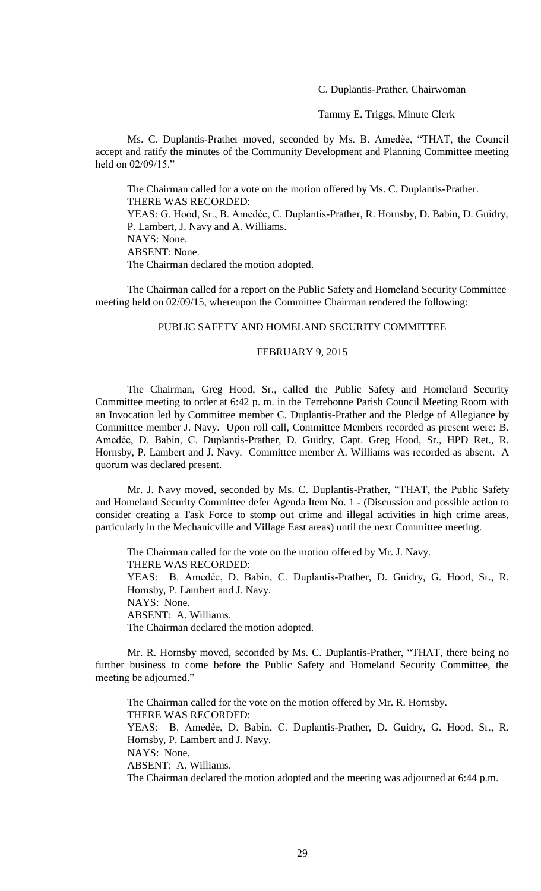C. Duplantis-Prather, Chairwoman

Tammy E. Triggs, Minute Clerk

Ms. C. Duplantis-Prather moved, seconded by Ms. B. Amedèe, "THAT, the Council accept and ratify the minutes of the Community Development and Planning Committee meeting held on 02/09/15."

The Chairman called for a vote on the motion offered by Ms. C. Duplantis-Prather.
THERE WAS RECORDED:
YEAS: G. Hood, Sr., B. Amedèe, C. Duplantis-Prather, R. Hornsby, D. Babin, D. Guidry, P. Lambert, J. Navy and A. Williams.
NAYS: None.
ABSENT: None.
The Chairman declared the motion adopted.

The Chairman called for a report on the Public Safety and Homeland Security Committee meeting held on 02/09/15, whereupon the Committee Chairman rendered the following:

PUBLIC SAFETY AND HOMELAND SECURITY COMMITTEE

FEBRUARY 9, 2015

The Chairman, Greg Hood, Sr., called the Public Safety and Homeland Security Committee meeting to order at 6:42 p. m. in the Terrebonne Parish Council Meeting Room with an Invocation led by Committee member C. Duplantis-Prather and the Pledge of Allegiance by Committee member J. Navy. Upon roll call, Committee Members recorded as present were: B. Amedẻe, D. Babin, C. Duplantis-Prather, D. Guidry, Capt. Greg Hood, Sr., HPD Ret., R. Hornsby, P. Lambert and J. Navy. Committee member A. Williams was recorded as absent. A quorum was declared present.

Mr. J. Navy moved, seconded by Ms. C. Duplantis-Prather, "THAT, the Public Safety and Homeland Security Committee defer Agenda Item No. 1 - (Discussion and possible action to consider creating a Task Force to stomp out crime and illegal activities in high crime areas, particularly in the Mechanicville and Village East areas) until the next Committee meeting.

The Chairman called for the vote on the motion offered by Mr. J. Navy.
THERE WAS RECORDED:
YEAS: B. Amedẻe, D. Babin, C. Duplantis-Prather, D. Guidry, G. Hood, Sr., R. Hornsby, P. Lambert and J. Navy.
NAYS: None.
ABSENT: A. Williams.
The Chairman declared the motion adopted.

Mr. R. Hornsby moved, seconded by Ms. C. Duplantis-Prather, "THAT, there being no further business to come before the Public Safety and Homeland Security Committee, the meeting be adjourned."

The Chairman called for the vote on the motion offered by Mr. R. Hornsby.
THERE WAS RECORDED:
YEAS: B. Amedẻe, D. Babin, C. Duplantis-Prather, D. Guidry, G. Hood, Sr., R. Hornsby, P. Lambert and J. Navy.
NAYS: None.
ABSENT: A. Williams.
The Chairman declared the motion adopted and the meeting was adjourned at 6:44 p.m.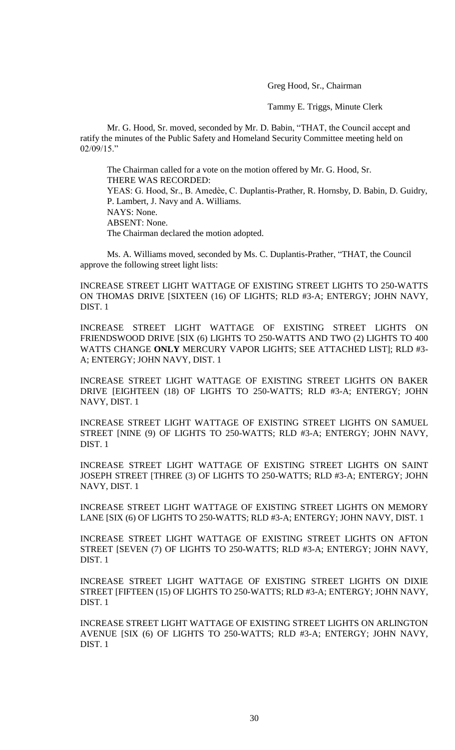Greg Hood, Sr., Chairman

Tammy E. Triggs, Minute Clerk

Mr. G. Hood, Sr. moved, seconded by Mr. D. Babin, "THAT, the Council accept and ratify the minutes of the Public Safety and Homeland Security Committee meeting held on 02/09/15."

The Chairman called for a vote on the motion offered by Mr. G. Hood, Sr.
THERE WAS RECORDED:
YEAS: G. Hood, Sr., B. Amedèe, C. Duplantis-Prather, R. Hornsby, D. Babin, D. Guidry, P. Lambert, J. Navy and A. Williams.
NAYS: None.
ABSENT: None.
The Chairman declared the motion adopted.

Ms. A. Williams moved, seconded by Ms. C. Duplantis-Prather, "THAT, the Council approve the following street light lists:

INCREASE STREET LIGHT WATTAGE OF EXISTING STREET LIGHTS TO 250-WATTS ON THOMAS DRIVE [SIXTEEN (16) OF LIGHTS; RLD #3-A; ENTERGY; JOHN NAVY, DIST. 1

INCREASE STREET LIGHT WATTAGE OF EXISTING STREET LIGHTS ON FRIENDSWOOD DRIVE [SIX (6) LIGHTS TO 250-WATTS AND TWO (2) LIGHTS TO 400 WATTS CHANGE **ONLY** MERCURY VAPOR LIGHTS; SEE ATTACHED LIST]; RLD #3-A; ENTERGY; JOHN NAVY, DIST. 1

INCREASE STREET LIGHT WATTAGE OF EXISTING STREET LIGHTS ON BAKER DRIVE [EIGHTEEN (18) OF LIGHTS TO 250-WATTS; RLD #3-A; ENTERGY; JOHN NAVY, DIST. 1

INCREASE STREET LIGHT WATTAGE OF EXISTING STREET LIGHTS ON SAMUEL STREET [NINE (9) OF LIGHTS TO 250-WATTS; RLD #3-A; ENTERGY; JOHN NAVY, DIST. 1

INCREASE STREET LIGHT WATTAGE OF EXISTING STREET LIGHTS ON SAINT JOSEPH STREET [THREE (3) OF LIGHTS TO 250-WATTS; RLD #3-A; ENTERGY; JOHN NAVY, DIST. 1

INCREASE STREET LIGHT WATTAGE OF EXISTING STREET LIGHTS ON MEMORY LANE [SIX (6) OF LIGHTS TO 250-WATTS; RLD #3-A; ENTERGY; JOHN NAVY, DIST. 1

INCREASE STREET LIGHT WATTAGE OF EXISTING STREET LIGHTS ON AFTON STREET [SEVEN (7) OF LIGHTS TO 250-WATTS; RLD #3-A; ENTERGY; JOHN NAVY, DIST. 1

INCREASE STREET LIGHT WATTAGE OF EXISTING STREET LIGHTS ON DIXIE STREET [FIFTEEN (15) OF LIGHTS TO 250-WATTS; RLD #3-A; ENTERGY; JOHN NAVY, DIST. 1

INCREASE STREET LIGHT WATTAGE OF EXISTING STREET LIGHTS ON ARLINGTON AVENUE [SIX (6) OF LIGHTS TO 250-WATTS; RLD #3-A; ENTERGY; JOHN NAVY, DIST. 1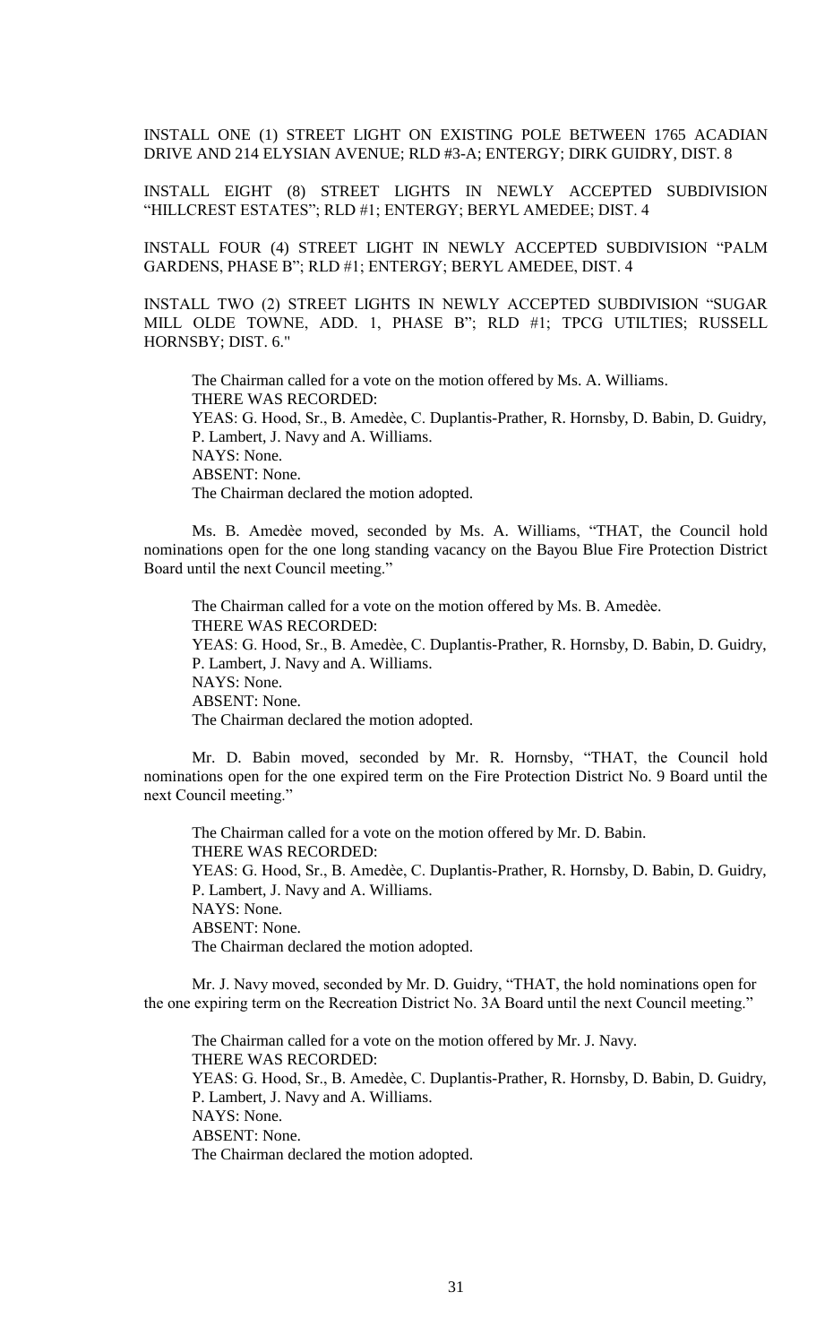INSTALL ONE (1) STREET LIGHT ON EXISTING POLE BETWEEN 1765 ACADIAN DRIVE AND 214 ELYSIAN AVENUE; RLD #3-A; ENTERGY; DIRK GUIDRY, DIST. 8

INSTALL EIGHT (8) STREET LIGHTS IN NEWLY ACCEPTED SUBDIVISION "HILLCREST ESTATES"; RLD #1; ENTERGY; BERYL AMEDEE; DIST. 4

INSTALL FOUR (4) STREET LIGHT IN NEWLY ACCEPTED SUBDIVISION "PALM GARDENS, PHASE B"; RLD #1; ENTERGY; BERYL AMEDEE, DIST. 4

INSTALL TWO (2) STREET LIGHTS IN NEWLY ACCEPTED SUBDIVISION "SUGAR MILL OLDE TOWNE, ADD. 1, PHASE B"; RLD #1; TPCG UTILTIES; RUSSELL HORNSBY; DIST. 6."

The Chairman called for a vote on the motion offered by Ms. A. Williams.
THERE WAS RECORDED:
YEAS: G. Hood, Sr., B. Amedèe, C. Duplantis-Prather, R. Hornsby, D. Babin, D. Guidry, P. Lambert, J. Navy and A. Williams.
NAYS: None.
ABSENT: None.
The Chairman declared the motion adopted.

Ms. B. Amedèe moved, seconded by Ms. A. Williams, "THAT, the Council hold nominations open for the one long standing vacancy on the Bayou Blue Fire Protection District Board until the next Council meeting."

The Chairman called for a vote on the motion offered by Ms. B. Amedèe.
THERE WAS RECORDED:
YEAS: G. Hood, Sr., B. Amedèe, C. Duplantis-Prather, R. Hornsby, D. Babin, D. Guidry, P. Lambert, J. Navy and A. Williams.
NAYS: None.
ABSENT: None.
The Chairman declared the motion adopted.

Mr. D. Babin moved, seconded by Mr. R. Hornsby, "THAT, the Council hold nominations open for the one expired term on the Fire Protection District No. 9 Board until the next Council meeting."

The Chairman called for a vote on the motion offered by Mr. D. Babin.
THERE WAS RECORDED:
YEAS: G. Hood, Sr., B. Amedèe, C. Duplantis-Prather, R. Hornsby, D. Babin, D. Guidry, P. Lambert, J. Navy and A. Williams.
NAYS: None.
ABSENT: None.
The Chairman declared the motion adopted.

Mr. J. Navy moved, seconded by Mr. D. Guidry, "THAT, the hold nominations open for the one expiring term on the Recreation District No. 3A Board until the next Council meeting."

The Chairman called for a vote on the motion offered by Mr. J. Navy.
THERE WAS RECORDED:
YEAS: G. Hood, Sr., B. Amedèe, C. Duplantis-Prather, R. Hornsby, D. Babin, D. Guidry, P. Lambert, J. Navy and A. Williams.
NAYS: None.
ABSENT: None.
The Chairman declared the motion adopted.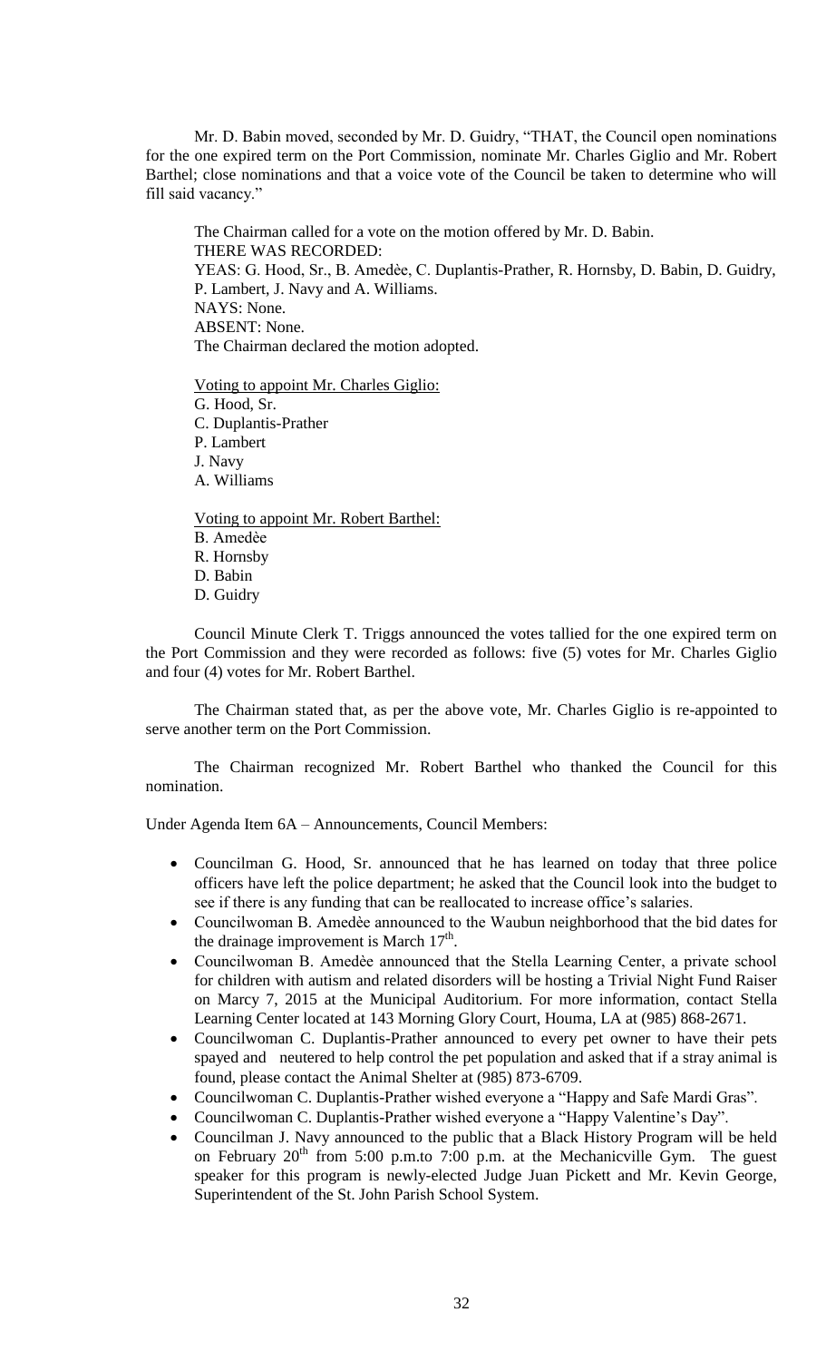Mr. D. Babin moved, seconded by Mr. D. Guidry, "THAT, the Council open nominations for the one expired term on the Port Commission, nominate Mr. Charles Giglio and Mr. Robert Barthel; close nominations and that a voice vote of the Council be taken to determine who will fill said vacancy."

The Chairman called for a vote on the motion offered by Mr. D. Babin.
THERE WAS RECORDED:
YEAS: G. Hood, Sr., B. Amedèe, C. Duplantis-Prather, R. Hornsby, D. Babin, D. Guidry, P. Lambert, J. Navy and A. Williams.
NAYS: None.
ABSENT: None.
The Chairman declared the motion adopted.

Voting to appoint Mr. Charles Giglio:
G. Hood, Sr.
C. Duplantis-Prather
P. Lambert
J. Navy
A. Williams

Voting to appoint Mr. Robert Barthel:
B. Amedèe
R. Hornsby
D. Babin
D. Guidry

Council Minute Clerk T. Triggs announced the votes tallied for the one expired term on the Port Commission and they were recorded as follows: five (5) votes for Mr. Charles Giglio and four (4) votes for Mr. Robert Barthel.

The Chairman stated that, as per the above vote, Mr. Charles Giglio is re-appointed to serve another term on the Port Commission.

The Chairman recognized Mr. Robert Barthel who thanked the Council for this nomination.

Under Agenda Item 6A – Announcements, Council Members:

- Councilman G. Hood, Sr. announced that he has learned on today that three police officers have left the police department; he asked that the Council look into the budget to see if there is any funding that can be reallocated to increase office's salaries.
- Councilwoman B. Amedèe announced to the Waubun neighborhood that the bid dates for the drainage improvement is March 17th.
- Councilwoman B. Amedèe announced that the Stella Learning Center, a private school for children with autism and related disorders will be hosting a Trivial Night Fund Raiser on Marcy 7, 2015 at the Municipal Auditorium. For more information, contact Stella Learning Center located at 143 Morning Glory Court, Houma, LA at (985) 868-2671.
- Councilwoman C. Duplantis-Prather announced to every pet owner to have their pets spayed and neutered to help control the pet population and asked that if a stray animal is found, please contact the Animal Shelter at (985) 873-6709.
- Councilwoman C. Duplantis-Prather wished everyone a "Happy and Safe Mardi Gras".
- Councilwoman C. Duplantis-Prather wished everyone a "Happy Valentine's Day".
- Councilman J. Navy announced to the public that a Black History Program will be held on February 20th from 5:00 p.m.to 7:00 p.m. at the Mechanicville Gym. The guest speaker for this program is newly-elected Judge Juan Pickett and Mr. Kevin George, Superintendent of the St. John Parish School System.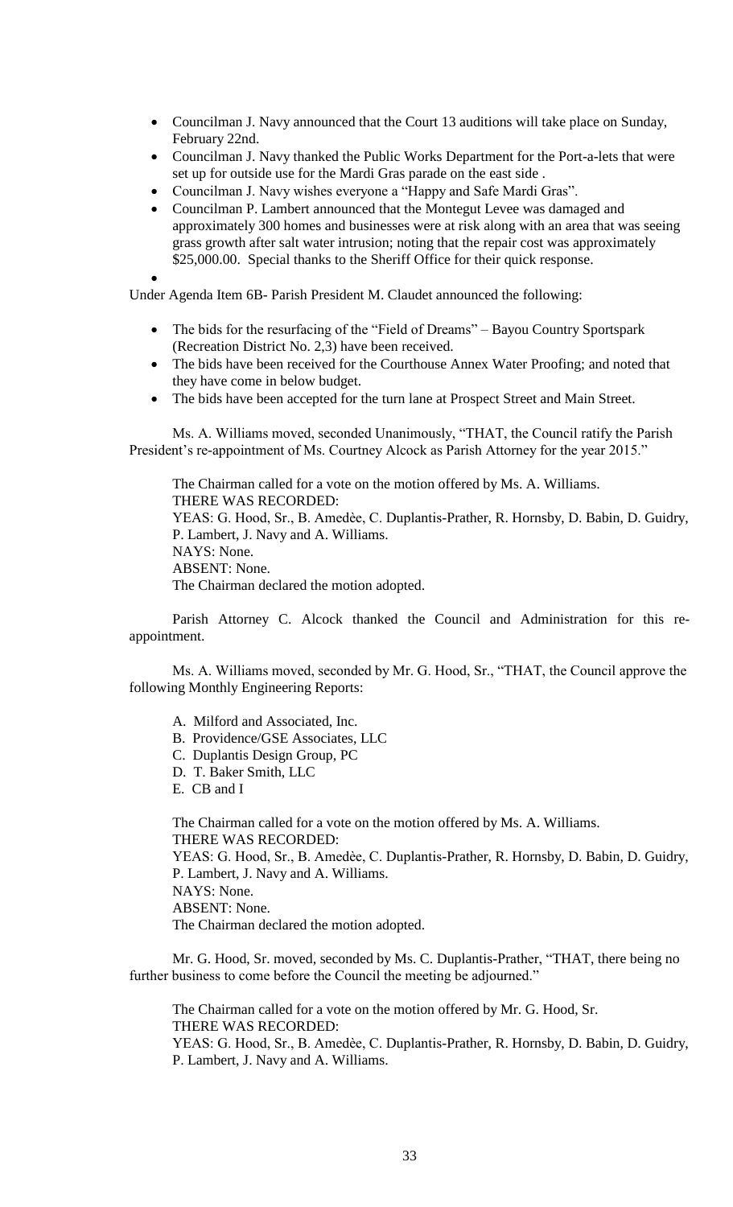- Councilman J. Navy announced that the Court 13 auditions will take place on Sunday, February 22nd.
- Councilman J. Navy thanked the Public Works Department for the Port-a-lets that were set up for outside use for the Mardi Gras parade on the east side .
- Councilman J. Navy wishes everyone a "Happy and Safe Mardi Gras".
- Councilman P. Lambert announced that the Montegut Levee was damaged and approximately 300 homes and businesses were at risk along with an area that was seeing grass growth after salt water intrusion; noting that the repair cost was approximately $25,000.00. Special thanks to the Sheriff Office for their quick response.
- 

Under Agenda Item 6B- Parish President M. Claudet announced the following:

- The bids for the resurfacing of the "Field of Dreams" – Bayou Country Sportspark (Recreation District No. 2,3) have been received.
- The bids have been received for the Courthouse Annex Water Proofing; and noted that they have come in below budget.
- The bids have been accepted for the turn lane at Prospect Street and Main Street.

Ms. A. Williams moved, seconded Unanimously, "THAT, the Council ratify the Parish President's re-appointment of Ms. Courtney Alcock as Parish Attorney for the year 2015."

The Chairman called for a vote on the motion offered by Ms. A. Williams.
THERE WAS RECORDED:
YEAS: G. Hood, Sr., B. Amedèe, C. Duplantis-Prather, R. Hornsby, D. Babin, D. Guidry, P. Lambert, J. Navy and A. Williams.
NAYS: None.
ABSENT: None.
The Chairman declared the motion adopted.

Parish Attorney C. Alcock thanked the Council and Administration for this re-appointment.

Ms. A. Williams moved, seconded by Mr. G. Hood, Sr., "THAT, the Council approve the following Monthly Engineering Reports:

A. Milford and Associated, Inc.
B. Providence/GSE Associates, LLC
C. Duplantis Design Group, PC
D. T. Baker Smith, LLC
E. CB and I

The Chairman called for a vote on the motion offered by Ms. A. Williams.
THERE WAS RECORDED:
YEAS: G. Hood, Sr., B. Amedèe, C. Duplantis-Prather, R. Hornsby, D. Babin, D. Guidry, P. Lambert, J. Navy and A. Williams.
NAYS: None.
ABSENT: None.
The Chairman declared the motion adopted.

Mr. G. Hood, Sr. moved, seconded by Ms. C. Duplantis-Prather, "THAT, there being no further business to come before the Council the meeting be adjourned."

The Chairman called for a vote on the motion offered by Mr. G. Hood, Sr.
THERE WAS RECORDED:
YEAS: G. Hood, Sr., B. Amedèe, C. Duplantis-Prather, R. Hornsby, D. Babin, D. Guidry, P. Lambert, J. Navy and A. Williams.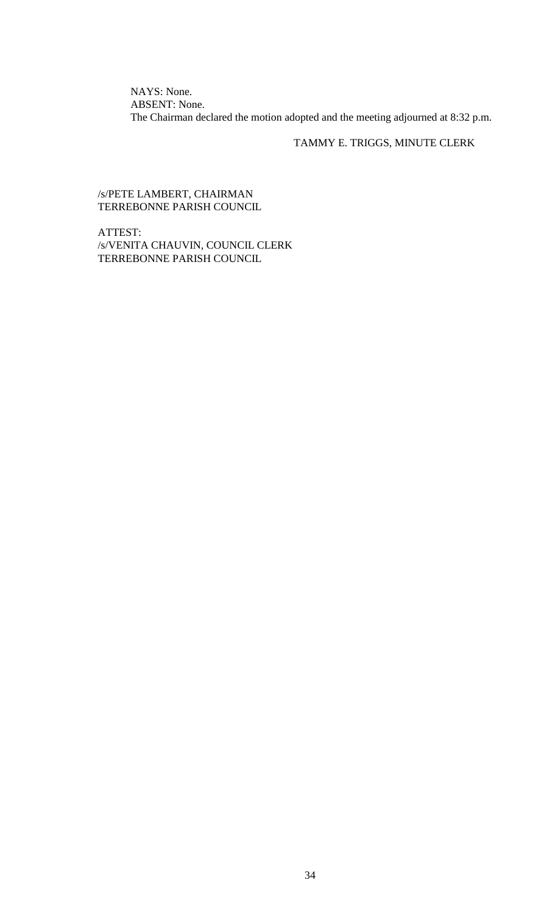NAYS: None.
ABSENT: None.
The Chairman declared the motion adopted and the meeting adjourned at 8:32 p.m.

TAMMY E. TRIGGS, MINUTE CLERK

/s/PETE LAMBERT, CHAIRMAN
TERREBONNE PARISH COUNCIL

ATTEST:
/s/VENITA CHAUVIN, COUNCIL CLERK
TERREBONNE PARISH COUNCIL